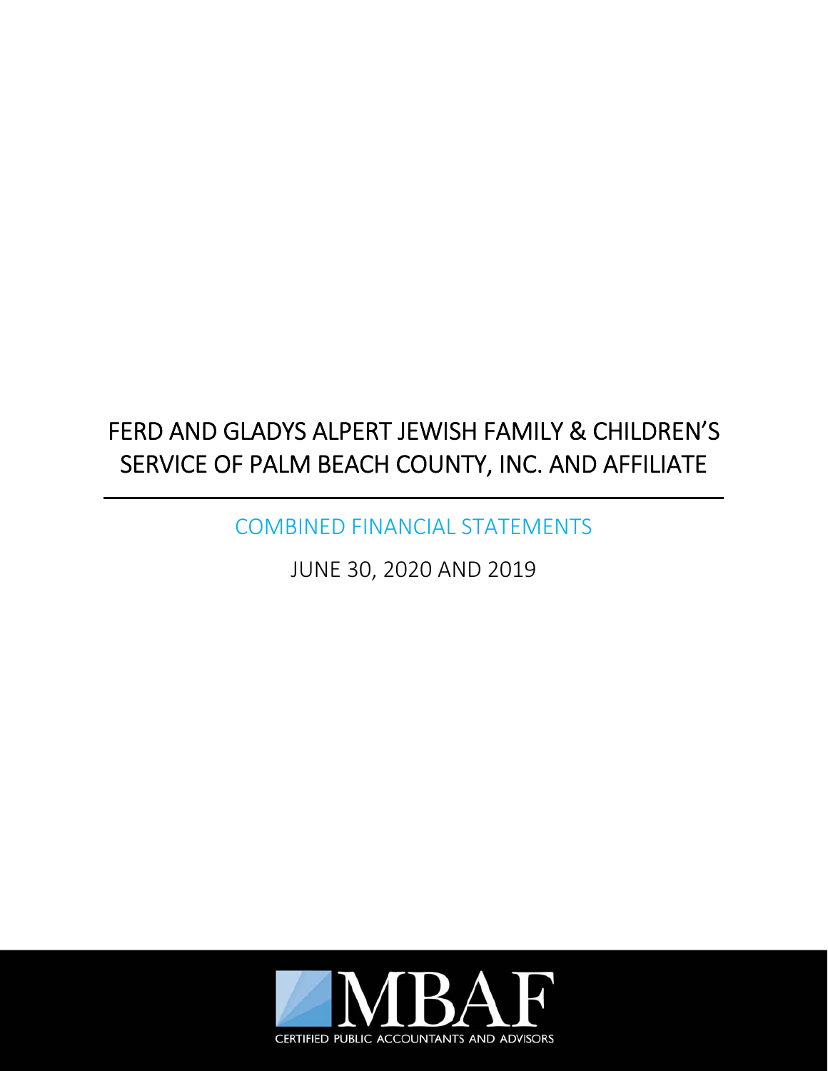# FERD AND GLADYS ALPERT JEWISH FAMILY & CHILDREN'S SERVICE OF PALM BEACH COUNTY, INC. AND AFFILIATE

## COMBINED FINANCIAL STATEMENTS

JUNE 30, 2020 AND 2019

MBAF

CERTIFIED PUBLIC ACCOUNTANTS AND ADVISORS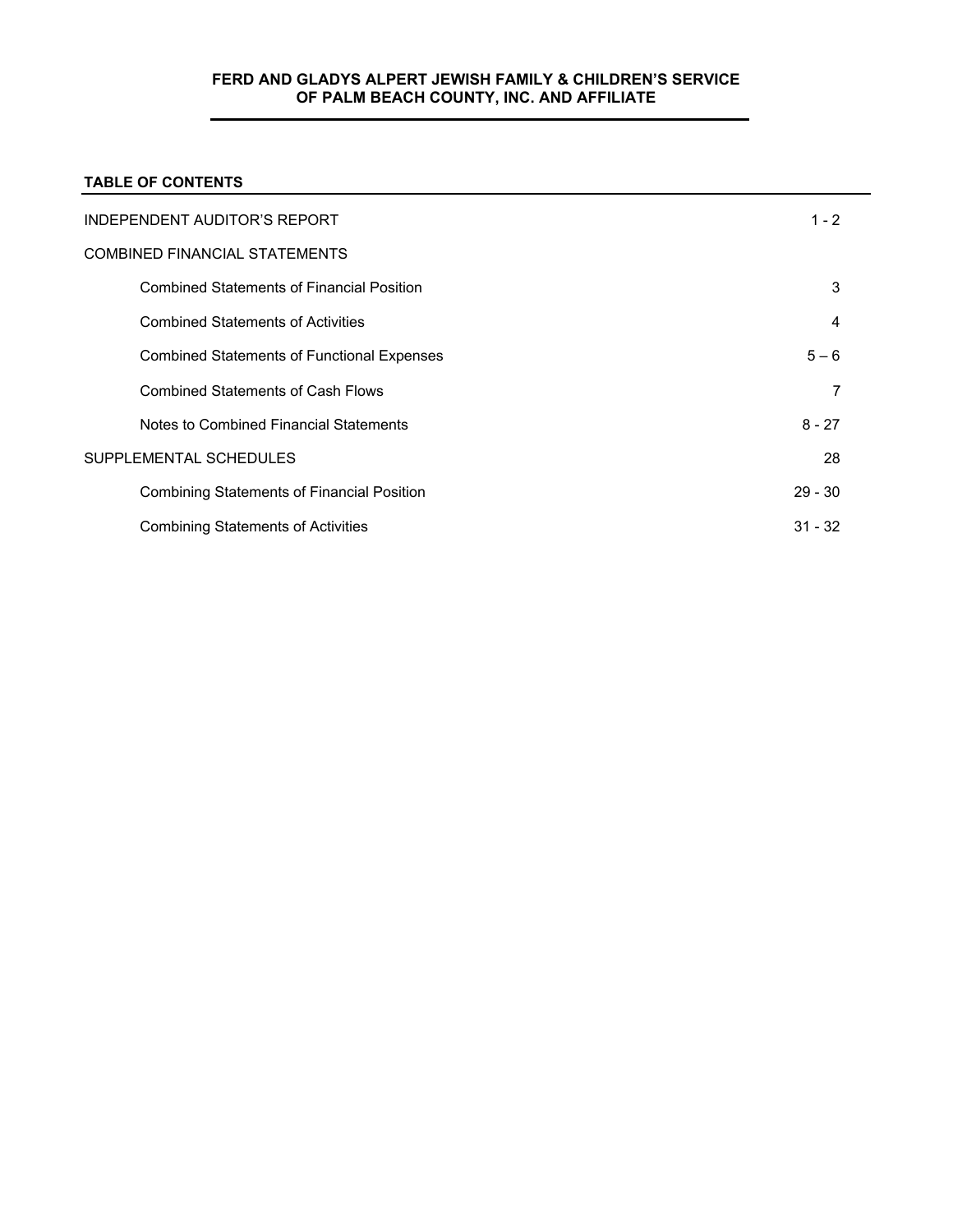**FERD AND GLADYS ALPERT JEWISH FAMILY & CHILDREN'S SERVICE OF PALM BEACH COUNTY, INC. AND AFFILIATE**

## TABLE OF CONTENTS

| | |
|---|---|
| INDEPENDENT AUDITOR'S REPORT | 1 - 2 |
| COMBINED FINANCIAL STATEMENTS | |
| Combined Statements of Financial Position | 3 |
| Combined Statements of Activities | 4 |
| Combined Statements of Functional Expenses | 5 – 6 |
| Combined Statements of Cash Flows | 7 |
| Notes to Combined Financial Statements | 8 - 27 |
| SUPPLEMENTAL SCHEDULES | 28 |
| Combining Statements of Financial Position | 29 - 30 |
| Combining Statements of Activities | 31 - 32 |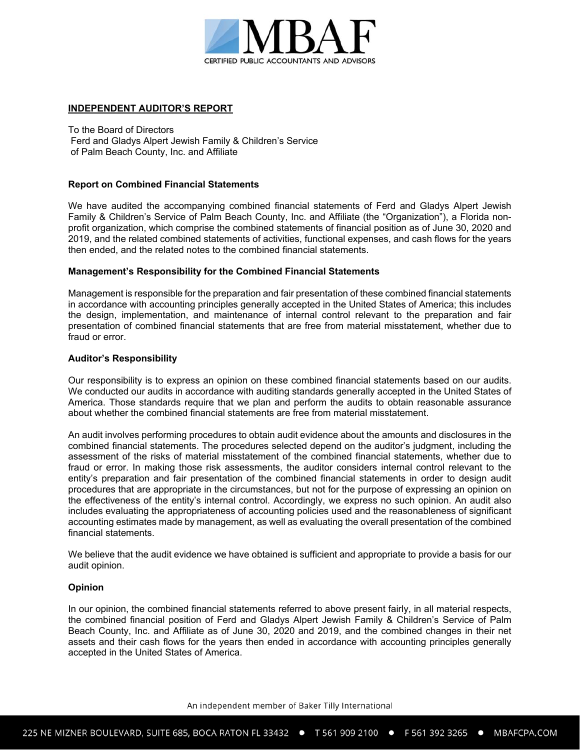## INDEPENDENT AUDITOR'S REPORT

To the Board of Directors
Ferd and Gladys Alpert Jewish Family & Children's Service
of Palm Beach County, Inc. and Affiliate

### Report on Combined Financial Statements

We have audited the accompanying combined financial statements of Ferd and Gladys Alpert Jewish Family & Children's Service of Palm Beach County, Inc. and Affiliate (the "Organization"), a Florida non-profit organization, which comprise the combined statements of financial position as of June 30, 2020 and 2019, and the related combined statements of activities, functional expenses, and cash flows for the years then ended, and the related notes to the combined financial statements.

### Management's Responsibility for the Combined Financial Statements

Management is responsible for the preparation and fair presentation of these combined financial statements in accordance with accounting principles generally accepted in the United States of America; this includes the design, implementation, and maintenance of internal control relevant to the preparation and fair presentation of combined financial statements that are free from material misstatement, whether due to fraud or error.

### Auditor's Responsibility

Our responsibility is to express an opinion on these combined financial statements based on our audits. We conducted our audits in accordance with auditing standards generally accepted in the United States of America. Those standards require that we plan and perform the audits to obtain reasonable assurance about whether the combined financial statements are free from material misstatement.

An audit involves performing procedures to obtain audit evidence about the amounts and disclosures in the combined financial statements. The procedures selected depend on the auditor's judgment, including the assessment of the risks of material misstatement of the combined financial statements, whether due to fraud or error. In making those risk assessments, the auditor considers internal control relevant to the entity's preparation and fair presentation of the combined financial statements in order to design audit procedures that are appropriate in the circumstances, but not for the purpose of expressing an opinion on the effectiveness of the entity's internal control. Accordingly, we express no such opinion. An audit also includes evaluating the appropriateness of accounting policies used and the reasonableness of significant accounting estimates made by management, as well as evaluating the overall presentation of the combined financial statements.

We believe that the audit evidence we have obtained is sufficient and appropriate to provide a basis for our audit opinion.

### Opinion

In our opinion, the combined financial statements referred to above present fairly, in all material respects, the combined financial position of Ferd and Gladys Alpert Jewish Family & Children's Service of Palm Beach County, Inc. and Affiliate as of June 30, 2020 and 2019, and the combined changes in their net assets and their cash flows for the years then ended in accordance with accounting principles generally accepted in the United States of America.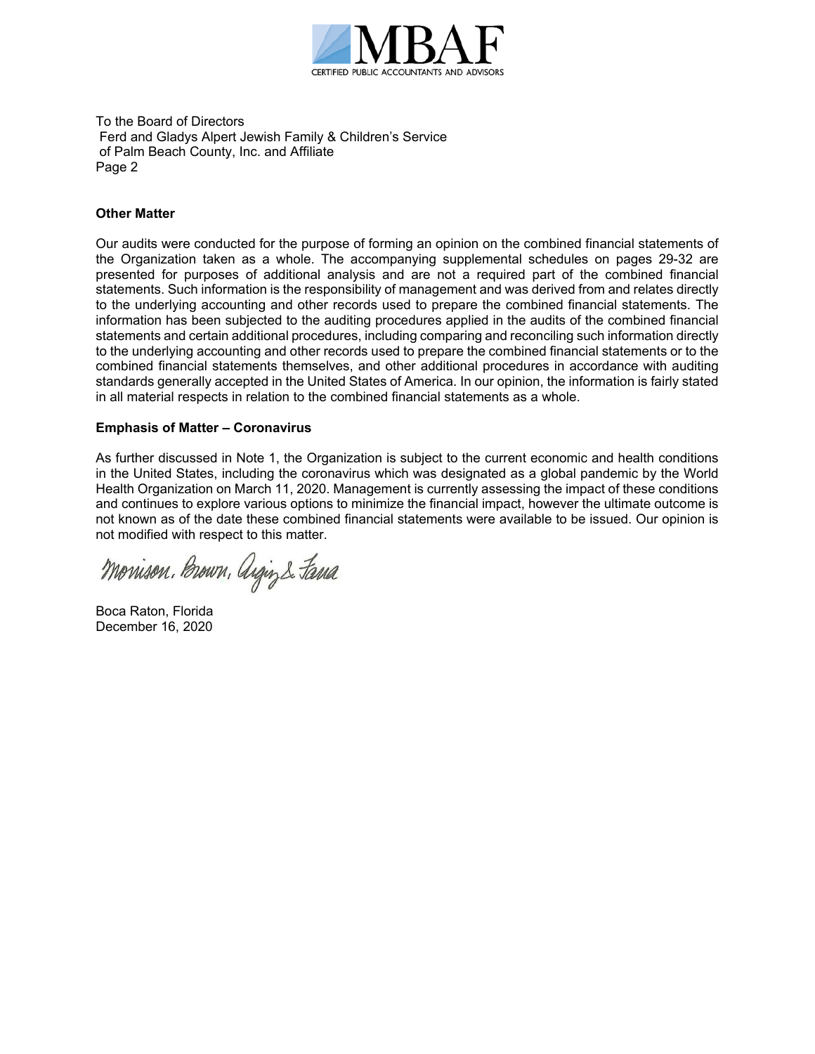To the Board of Directors
Ferd and Gladys Alpert Jewish Family & Children's Service
of Palm Beach County, Inc. and Affiliate
Page 2

**Other Matter**

Our audits were conducted for the purpose of forming an opinion on the combined financial statements of the Organization taken as a whole. The accompanying supplemental schedules on pages 29-32 are presented for purposes of additional analysis and are not a required part of the combined financial statements. Such information is the responsibility of management and was derived from and relates directly to the underlying accounting and other records used to prepare the combined financial statements. The information has been subjected to the auditing procedures applied in the audits of the combined financial statements and certain additional procedures, including comparing and reconciling such information directly to the underlying accounting and other records used to prepare the combined financial statements or to the combined financial statements themselves, and other additional procedures in accordance with auditing standards generally accepted in the United States of America. In our opinion, the information is fairly stated in all material respects in relation to the combined financial statements as a whole.

**Emphasis of Matter – Coronavirus**

As further discussed in Note 1, the Organization is subject to the current economic and health conditions in the United States, including the coronavirus which was designated as a global pandemic by the World Health Organization on March 11, 2020. Management is currently assessing the impact of these conditions and continues to explore various options to minimize the financial impact, however the ultimate outcome is not known as of the date these combined financial statements were available to be issued. Our opinion is not modified with respect to this matter.

Morrison, Brown, Argiz & Farra

Boca Raton, Florida
December 16, 2020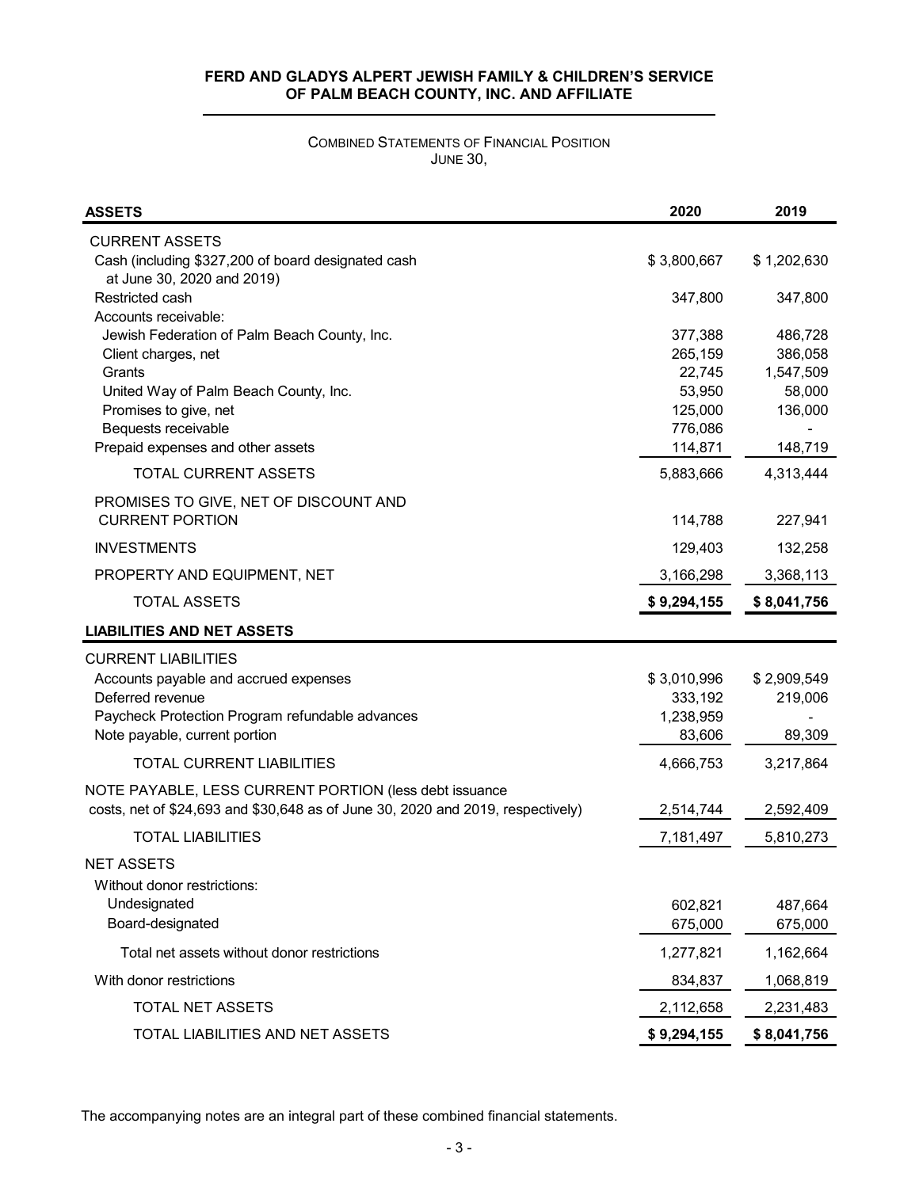**FERD AND GLADYS ALPERT JEWISH FAMILY & CHILDREN'S SERVICE OF PALM BEACH COUNTY, INC. AND AFFILIATE**

COMBINED STATEMENTS OF FINANCIAL POSITION
JUNE 30,

| **ASSETS** | **2020** | **2019** |
|---|---|---|
| CURRENT ASSETS | | |
| Cash (including $327,200 of board designated cash at June 30, 2020 and 2019) | $ 3,800,667 | $ 1,202,630 |
| Restricted cash | 347,800 | 347,800 |
| Accounts receivable: | | |
| Jewish Federation of Palm Beach County, Inc. | 377,388 | 486,728 |
| Client charges, net | 265,159 | 386,058 |
| Grants | 22,745 | 1,547,509 |
| United Way of Palm Beach County, Inc. | 53,950 | 58,000 |
| Promises to give, net | 125,000 | 136,000 |
| Bequests receivable | 776,086 | - |
| Prepaid expenses and other assets | 114,871 | 148,719 |
| TOTAL CURRENT ASSETS | 5,883,666 | 4,313,444 |
| PROMISES TO GIVE, NET OF DISCOUNT AND CURRENT PORTION | 114,788 | 227,941 |
| INVESTMENTS | 129,403 | 132,258 |
| PROPERTY AND EQUIPMENT, NET | 3,166,298 | 3,368,113 |
| TOTAL ASSETS | **$ 9,294,155** | **$ 8,041,756** |
| **LIABILITIES AND NET ASSETS** | | |
| CURRENT LIABILITIES | | |
| Accounts payable and accrued expenses | $ 3,010,996 | $ 2,909,549 |
| Deferred revenue | 333,192 | 219,006 |
| Paycheck Protection Program refundable advances | 1,238,959 | - |
| Note payable, current portion | 83,606 | 89,309 |
| TOTAL CURRENT LIABILITIES | 4,666,753 | 3,217,864 |
| NOTE PAYABLE, LESS CURRENT PORTION (less debt issuance costs, net of $24,693 and $30,648 as of June 30, 2020 and 2019, respectively) | 2,514,744 | 2,592,409 |
| TOTAL LIABILITIES | 7,181,497 | 5,810,273 |
| NET ASSETS | | |
| Without donor restrictions: | | |
| Undesignated | 602,821 | 487,664 |
| Board-designated | 675,000 | 675,000 |
| Total net assets without donor restrictions | 1,277,821 | 1,162,664 |
| With donor restrictions | 834,837 | 1,068,819 |
| TOTAL NET ASSETS | 2,112,658 | 2,231,483 |
| TOTAL LIABILITIES AND NET ASSETS | **$ 9,294,155** | **$ 8,041,756** |

The accompanying notes are an integral part of these combined financial statements.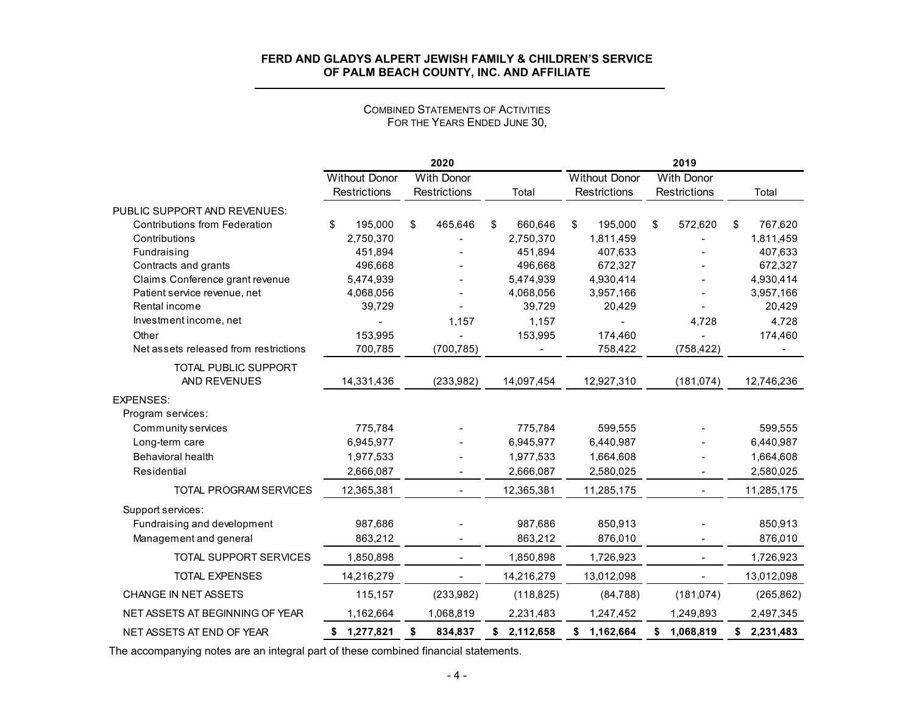# FERD AND GLADYS ALPERT JEWISH FAMILY & CHILDREN'S SERVICE OF PALM BEACH COUNTY, INC. AND AFFILIATE

## COMBINED STATEMENTS OF ACTIVITIES
FOR THE YEARS ENDED JUNE 30,

| | 2020 | | | 2019 | | |
|---|---|---|---|---|---|---|
| | Without Donor Restrictions | With Donor Restrictions | Total | Without Donor Restrictions | With Donor Restrictions | Total |
| PUBLIC SUPPORT AND REVENUES: | | | | | | |
| Contributions from Federation | $ 195,000 | $ 465,646 | $ 660,646 | $ 195,000 | $ 572,620 | $ 767,620 |
| Contributions | 2,750,370 | - | 2,750,370 | 1,811,459 | - | 1,811,459 |
| Fundraising | 451,894 | - | 451,894 | 407,633 | - | 407,633 |
| Contracts and grants | 496,668 | - | 496,668 | 672,327 | - | 672,327 |
| Claims Conference grant revenue | 5,474,939 | - | 5,474,939 | 4,930,414 | - | 4,930,414 |
| Patient service revenue, net | 4,068,056 | - | 4,068,056 | 3,957,166 | - | 3,957,166 |
| Rental income | 39,729 | - | 39,729 | 20,429 | - | 20,429 |
| Investment income, net | - | 1,157 | 1,157 | - | 4,728 | 4,728 |
| Other | 153,995 | - | 153,995 | 174,460 | - | 174,460 |
| Net assets released from restrictions | 700,785 | (700,785) | - | 758,422 | (758,422) | - |
| TOTAL PUBLIC SUPPORT AND REVENUES | 14,331,436 | (233,982) | 14,097,454 | 12,927,310 | (181,074) | 12,746,236 |
| EXPENSES: | | | | | | |
| Program services: | | | | | | |
| Community services | 775,784 | - | 775,784 | 599,555 | - | 599,555 |
| Long-term care | 6,945,977 | - | 6,945,977 | 6,440,987 | - | 6,440,987 |
| Behavioral health | 1,977,533 | - | 1,977,533 | 1,664,608 | - | 1,664,608 |
| Residential | 2,666,087 | - | 2,666,087 | 2,580,025 | - | 2,580,025 |
| TOTAL PROGRAM SERVICES | 12,365,381 | - | 12,365,381 | 11,285,175 | - | 11,285,175 |
| Support services: | | | | | | |
| Fundraising and development | 987,686 | - | 987,686 | 850,913 | - | 850,913 |
| Management and general | 863,212 | - | 863,212 | 876,010 | - | 876,010 |
| TOTAL SUPPORT SERVICES | 1,850,898 | - | 1,850,898 | 1,726,923 | - | 1,726,923 |
| TOTAL EXPENSES | 14,216,279 | - | 14,216,279 | 13,012,098 | - | 13,012,098 |
| CHANGE IN NET ASSETS | 115,157 | (233,982) | (118,825) | (84,788) | (181,074) | (265,862) |
| NET ASSETS AT BEGINNING OF YEAR | 1,162,664 | 1,068,819 | 2,231,483 | 1,247,452 | 1,249,893 | 2,497,345 |
| NET ASSETS AT END OF YEAR | **$ 1,277,821** | **$ 834,837** | **$ 2,112,658** | **$ 1,162,664** | **$ 1,068,819** | **$ 2,231,483** |

The accompanying notes are an integral part of these combined financial statements.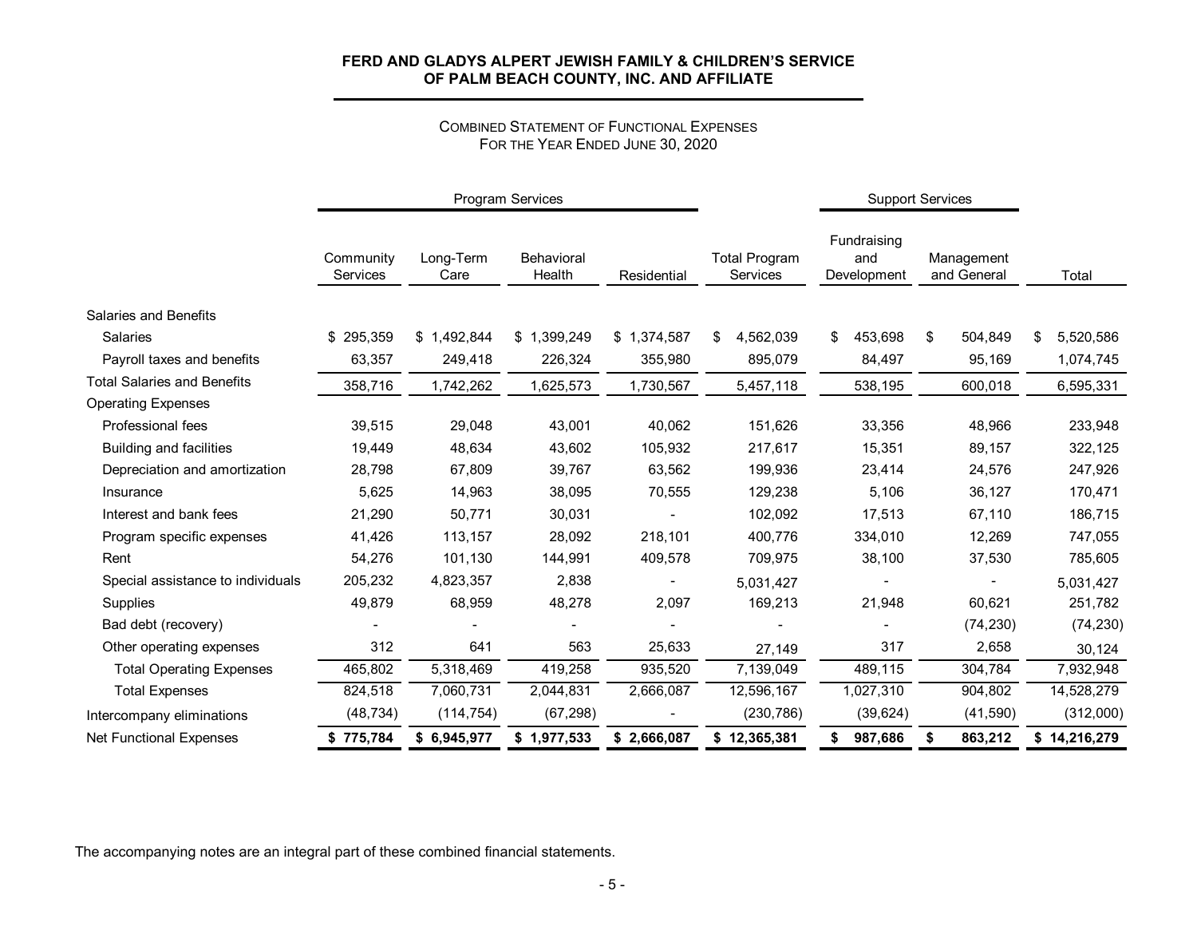**FERD AND GLADYS ALPERT JEWISH FAMILY & CHILDREN'S SERVICE OF PALM BEACH COUNTY, INC. AND AFFILIATE**

COMBINED STATEMENT OF FUNCTIONAL EXPENSES
FOR THE YEAR ENDED JUNE 30, 2020

| | Program Services | | | | | Support Services | | |
|---|---|---|---|---|---|---|---|---|
| | Community Services | Long-Term Care | Behavioral Health | Residential | Total Program Services | Fundraising and Development | Management and General | Total |
| Salaries and Benefits | | | | | | | | |
| Salaries | $ 295,359 | $ 1,492,844 | $ 1,399,249 | $ 1,374,587 | $ 4,562,039 | $ 453,698 | $ 504,849 | $ 5,520,586 |
| Payroll taxes and benefits | 63,357 | 249,418 | 226,324 | 355,980 | 895,079 | 84,497 | 95,169 | 1,074,745 |
| Total Salaries and Benefits | 358,716 | 1,742,262 | 1,625,573 | 1,730,567 | 5,457,118 | 538,195 | 600,018 | 6,595,331 |
| Operating Expenses | | | | | | | | |
| Professional fees | 39,515 | 29,048 | 43,001 | 40,062 | 151,626 | 33,356 | 48,966 | 233,948 |
| Building and facilities | 19,449 | 48,634 | 43,602 | 105,932 | 217,617 | 15,351 | 89,157 | 322,125 |
| Depreciation and amortization | 28,798 | 67,809 | 39,767 | 63,562 | 199,936 | 23,414 | 24,576 | 247,926 |
| Insurance | 5,625 | 14,963 | 38,095 | 70,555 | 129,238 | 5,106 | 36,127 | 170,471 |
| Interest and bank fees | 21,290 | 50,771 | 30,031 | - | 102,092 | 17,513 | 67,110 | 186,715 |
| Program specific expenses | 41,426 | 113,157 | 28,092 | 218,101 | 400,776 | 334,010 | 12,269 | 747,055 |
| Rent | 54,276 | 101,130 | 144,991 | 409,578 | 709,975 | 38,100 | 37,530 | 785,605 |
| Special assistance to individuals | 205,232 | 4,823,357 | 2,838 | - | 5,031,427 | - | - | 5,031,427 |
| Supplies | 49,879 | 68,959 | 48,278 | 2,097 | 169,213 | 21,948 | 60,621 | 251,782 |
| Bad debt (recovery) | - | - | - | - | - | - | (74,230) | (74,230) |
| Other operating expenses | 312 | 641 | 563 | 25,633 | 27,149 | 317 | 2,658 | 30,124 |
| Total Operating Expenses | 465,802 | 5,318,469 | 419,258 | 935,520 | 7,139,049 | 489,115 | 304,784 | 7,932,948 |
| Total Expenses | 824,518 | 7,060,731 | 2,044,831 | 2,666,087 | 12,596,167 | 1,027,310 | 904,802 | 14,528,279 |
| Intercompany eliminations | (48,734) | (114,754) | (67,298) | - | (230,786) | (39,624) | (41,590) | (312,000) |
| Net Functional Expenses | **$ 775,784** | **$ 6,945,977** | **$ 1,977,533** | **$ 2,666,087** | **$ 12,365,381** | **$ 987,686** | **$ 863,212** | **$ 14,216,279** |

The accompanying notes are an integral part of these combined financial statements.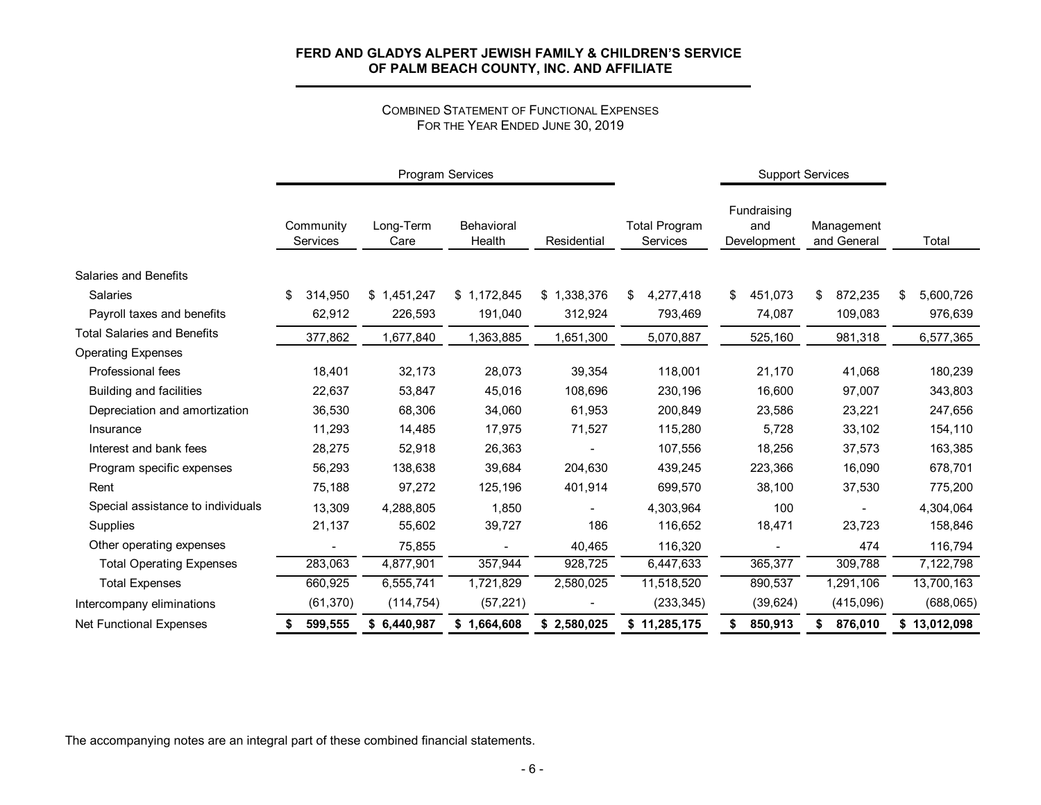**FERD AND GLADYS ALPERT JEWISH FAMILY & CHILDREN'S SERVICE OF PALM BEACH COUNTY, INC. AND AFFILIATE**

COMBINED STATEMENT OF FUNCTIONAL EXPENSES
FOR THE YEAR ENDED JUNE 30, 2019

| | Program Services | | | | | Support Services | | |
|---|---|---|---|---|---|---|---|---|
| | Community Services | Long-Term Care | Behavioral Health | Residential | Total Program Services | Fundraising and Development | Management and General | Total |
| Salaries and Benefits | | | | | | | | |
| Salaries | $ 314,950 | $ 1,451,247 | $ 1,172,845 | $ 1,338,376 | $ 4,277,418 | $ 451,073 | $ 872,235 | $ 5,600,726 |
| Payroll taxes and benefits | 62,912 | 226,593 | 191,040 | 312,924 | 793,469 | 74,087 | 109,083 | 976,639 |
| Total Salaries and Benefits | 377,862 | 1,677,840 | 1,363,885 | 1,651,300 | 5,070,887 | 525,160 | 981,318 | 6,577,365 |
| Operating Expenses | | | | | | | | |
| Professional fees | 18,401 | 32,173 | 28,073 | 39,354 | 118,001 | 21,170 | 41,068 | 180,239 |
| Building and facilities | 22,637 | 53,847 | 45,016 | 108,696 | 230,196 | 16,600 | 97,007 | 343,803 |
| Depreciation and amortization | 36,530 | 68,306 | 34,060 | 61,953 | 200,849 | 23,586 | 23,221 | 247,656 |
| Insurance | 11,293 | 14,485 | 17,975 | 71,527 | 115,280 | 5,728 | 33,102 | 154,110 |
| Interest and bank fees | 28,275 | 52,918 | 26,363 | - | 107,556 | 18,256 | 37,573 | 163,385 |
| Program specific expenses | 56,293 | 138,638 | 39,684 | 204,630 | 439,245 | 223,366 | 16,090 | 678,701 |
| Rent | 75,188 | 97,272 | 125,196 | 401,914 | 699,570 | 38,100 | 37,530 | 775,200 |
| Special assistance to individuals | 13,309 | 4,288,805 | 1,850 | - | 4,303,964 | 100 | - | 4,304,064 |
| Supplies | 21,137 | 55,602 | 39,727 | 186 | 116,652 | 18,471 | 23,723 | 158,846 |
| Other operating expenses | - | 75,855 | - | 40,465 | 116,320 | - | 474 | 116,794 |
| Total Operating Expenses | 283,063 | 4,877,901 | 357,944 | 928,725 | 6,447,633 | 365,377 | 309,788 | 7,122,798 |
| Total Expenses | 660,925 | 6,555,741 | 1,721,829 | 2,580,025 | 11,518,520 | 890,537 | 1,291,106 | 13,700,163 |
| Intercompany eliminations | (61,370) | (114,754) | (57,221) | - | (233,345) | (39,624) | (415,096) | (688,065) |
| Net Functional Expenses | **$ 599,555** | **$ 6,440,987** | **$ 1,664,608** | **$ 2,580,025** | **$ 11,285,175** | **$ 850,913** | **$ 876,010** | **$ 13,012,098** |

The accompanying notes are an integral part of these combined financial statements.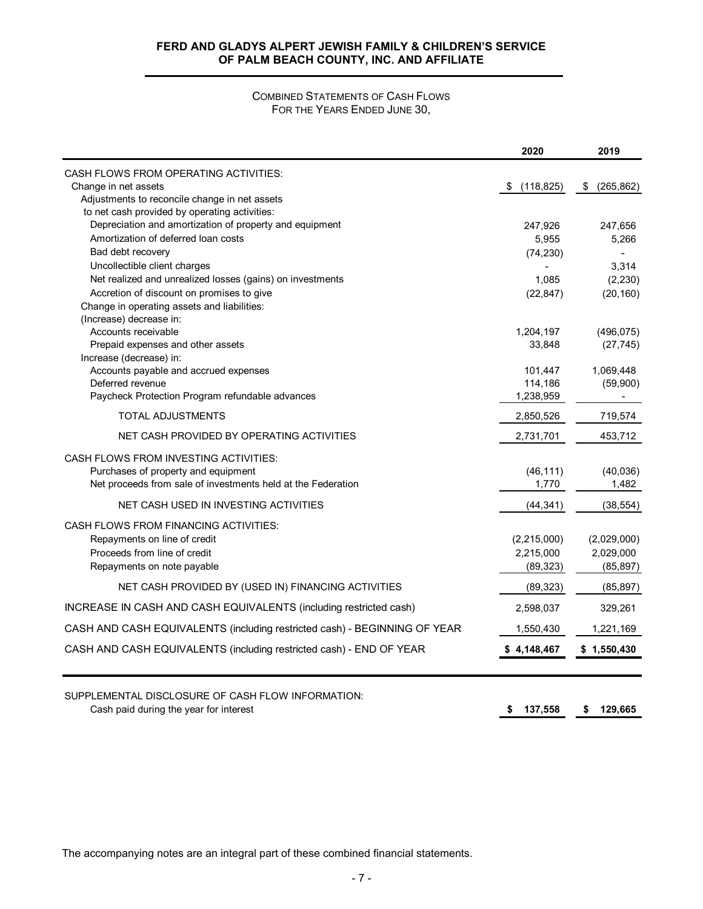# FERD AND GLADYS ALPERT JEWISH FAMILY & CHILDREN'S SERVICE OF PALM BEACH COUNTY, INC. AND AFFILIATE

## COMBINED STATEMENTS OF CASH FLOWS
FOR THE YEARS ENDED JUNE 30,

| | 2020 | 2019 |
|---|---|---|
| CASH FLOWS FROM OPERATING ACTIVITIES: | | |
| Change in net assets | $ (118,825) | $ (265,862) |
| Adjustments to reconcile change in net assets to net cash provided by operating activities: | | |
| Depreciation and amortization of property and equipment | 247,926 | 247,656 |
| Amortization of deferred loan costs | 5,955 | 5,266 |
| Bad debt recovery | (74,230) | - |
| Uncollectible client charges | - | 3,314 |
| Net realized and unrealized losses (gains) on investments | 1,085 | (2,230) |
| Accretion of discount on promises to give | (22,847) | (20,160) |
| Change in operating assets and liabilities: | | |
| (Increase) decrease in: | | |
| Accounts receivable | 1,204,197 | (496,075) |
| Prepaid expenses and other assets | 33,848 | (27,745) |
| Increase (decrease) in: | | |
| Accounts payable and accrued expenses | 101,447 | 1,069,448 |
| Deferred revenue | 114,186 | (59,900) |
| Paycheck Protection Program refundable advances | 1,238,959 | - |
| TOTAL ADJUSTMENTS | 2,850,526 | 719,574 |
| NET CASH PROVIDED BY OPERATING ACTIVITIES | 2,731,701 | 453,712 |
| CASH FLOWS FROM INVESTING ACTIVITIES: | | |
| Purchases of property and equipment | (46,111) | (40,036) |
| Net proceeds from sale of investments held at the Federation | 1,770 | 1,482 |
| NET CASH USED IN INVESTING ACTIVITIES | (44,341) | (38,554) |
| CASH FLOWS FROM FINANCING ACTIVITIES: | | |
| Repayments on line of credit | (2,215,000) | (2,029,000) |
| Proceeds from line of credit | 2,215,000 | 2,029,000 |
| Repayments on note payable | (89,323) | (85,897) |
| NET CASH PROVIDED BY (USED IN) FINANCING ACTIVITIES | (89,323) | (85,897) |
| INCREASE IN CASH AND CASH EQUIVALENTS (including restricted cash) | 2,598,037 | 329,261 |
| CASH AND CASH EQUIVALENTS (including restricted cash) - BEGINNING OF YEAR | 1,550,430 | 1,221,169 |
| CASH AND CASH EQUIVALENTS (including restricted cash) - END OF YEAR | **$ 4,148,467** | **$ 1,550,430** |

| | 2020 | 2019 |
|---|---|---|
| SUPPLEMENTAL DISCLOSURE OF CASH FLOW INFORMATION: | | |
| Cash paid during the year for interest | **$ 137,558** | **$ 129,665** |

The accompanying notes are an integral part of these combined financial statements.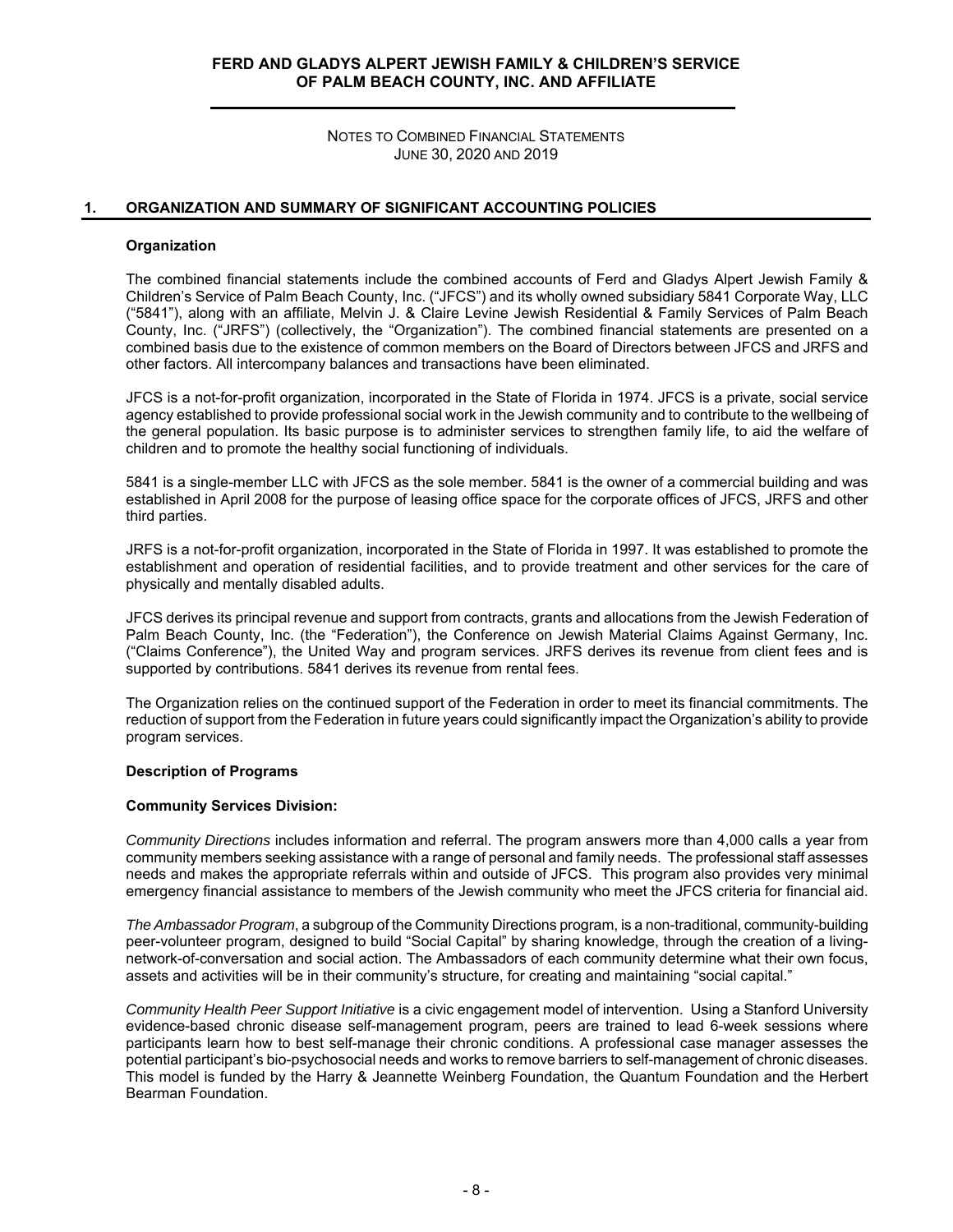# FERD AND GLADYS ALPERT JEWISH FAMILY & CHILDREN'S SERVICE OF PALM BEACH COUNTY, INC. AND AFFILIATE

NOTES TO COMBINED FINANCIAL STATEMENTS
JUNE 30, 2020 AND 2019

## 1. ORGANIZATION AND SUMMARY OF SIGNIFICANT ACCOUNTING POLICIES

### Organization

The combined financial statements include the combined accounts of Ferd and Gladys Alpert Jewish Family & Children's Service of Palm Beach County, Inc. ("JFCS") and its wholly owned subsidiary 5841 Corporate Way, LLC ("5841"), along with an affiliate, Melvin J. & Claire Levine Jewish Residential & Family Services of Palm Beach County, Inc. ("JRFS") (collectively, the "Organization"). The combined financial statements are presented on a combined basis due to the existence of common members on the Board of Directors between JFCS and JRFS and other factors. All intercompany balances and transactions have been eliminated.

JFCS is a not-for-profit organization, incorporated in the State of Florida in 1974. JFCS is a private, social service agency established to provide professional social work in the Jewish community and to contribute to the wellbeing of the general population. Its basic purpose is to administer services to strengthen family life, to aid the welfare of children and to promote the healthy social functioning of individuals.

5841 is a single-member LLC with JFCS as the sole member. 5841 is the owner of a commercial building and was established in April 2008 for the purpose of leasing office space for the corporate offices of JFCS, JRFS and other third parties.

JRFS is a not-for-profit organization, incorporated in the State of Florida in 1997. It was established to promote the establishment and operation of residential facilities, and to provide treatment and other services for the care of physically and mentally disabled adults.

JFCS derives its principal revenue and support from contracts, grants and allocations from the Jewish Federation of Palm Beach County, Inc. (the "Federation"), the Conference on Jewish Material Claims Against Germany, Inc. ("Claims Conference"), the United Way and program services. JRFS derives its revenue from client fees and is supported by contributions. 5841 derives its revenue from rental fees.

The Organization relies on the continued support of the Federation in order to meet its financial commitments. The reduction of support from the Federation in future years could significantly impact the Organization's ability to provide program services.

### Description of Programs

**Community Services Division:**

*Community Directions* includes information and referral. The program answers more than 4,000 calls a year from community members seeking assistance with a range of personal and family needs. The professional staff assesses needs and makes the appropriate referrals within and outside of JFCS. This program also provides very minimal emergency financial assistance to members of the Jewish community who meet the JFCS criteria for financial aid.

*The Ambassador Program*, a subgroup of the Community Directions program, is a non-traditional, community-building peer-volunteer program, designed to build "Social Capital" by sharing knowledge, through the creation of a living-network-of-conversation and social action. The Ambassadors of each community determine what their own focus, assets and activities will be in their community's structure, for creating and maintaining "social capital."

*Community Health Peer Support Initiative* is a civic engagement model of intervention. Using a Stanford University evidence-based chronic disease self-management program, peers are trained to lead 6-week sessions where participants learn how to best self-manage their chronic conditions. A professional case manager assesses the potential participant's bio-psychosocial needs and works to remove barriers to self-management of chronic diseases. This model is funded by the Harry & Jeannette Weinberg Foundation, the Quantum Foundation and the Herbert Bearman Foundation.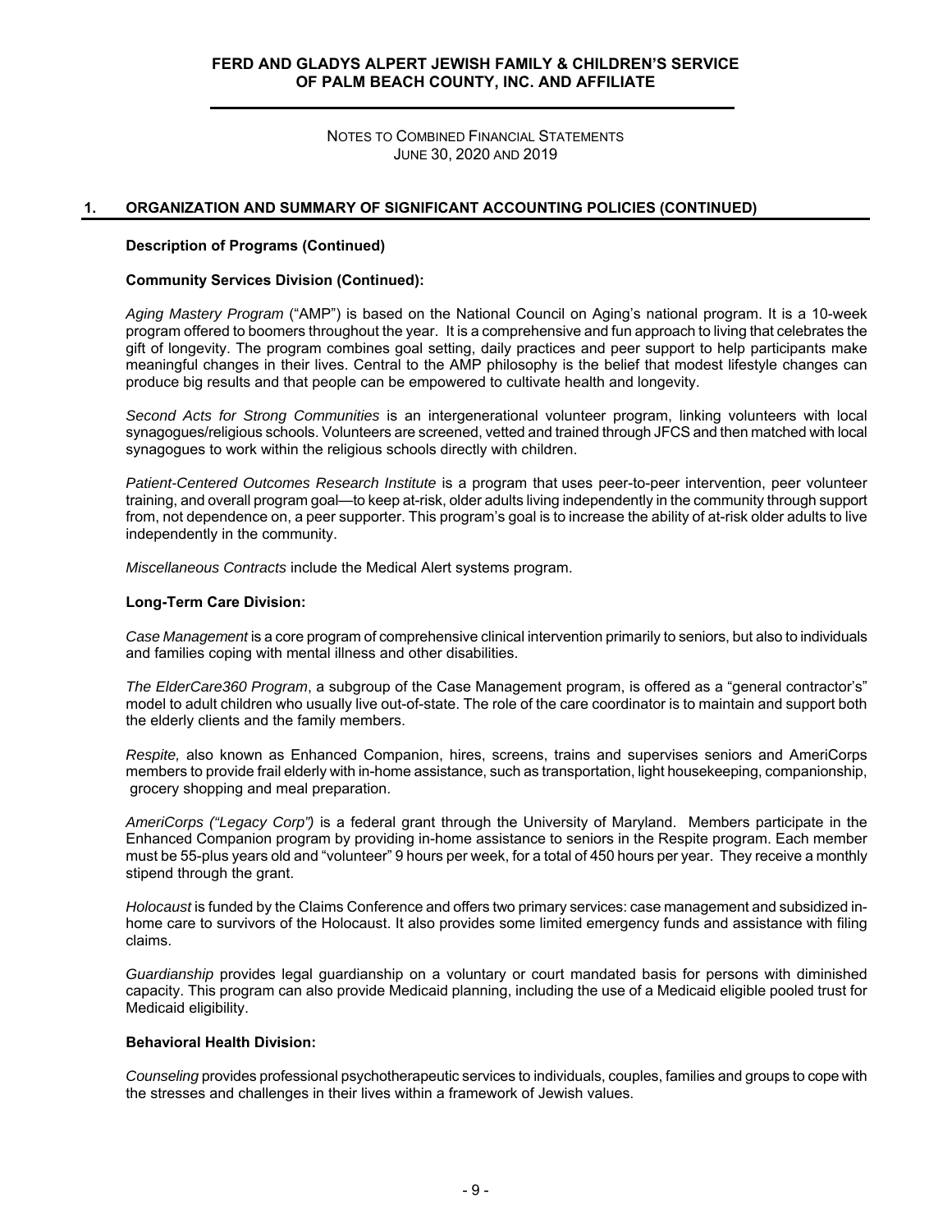## 1. ORGANIZATION AND SUMMARY OF SIGNIFICANT ACCOUNTING POLICIES (CONTINUED)

### Description of Programs (Continued)

### Community Services Division (Continued):

*Aging Mastery Program* ("AMP") is based on the National Council on Aging's national program. It is a 10-week program offered to boomers throughout the year. It is a comprehensive and fun approach to living that celebrates the gift of longevity. The program combines goal setting, daily practices and peer support to help participants make meaningful changes in their lives. Central to the AMP philosophy is the belief that modest lifestyle changes can produce big results and that people can be empowered to cultivate health and longevity.

*Second Acts for Strong Communities* is an intergenerational volunteer program, linking volunteers with local synagogues/religious schools. Volunteers are screened, vetted and trained through JFCS and then matched with local synagogues to work within the religious schools directly with children.

*Patient-Centered Outcomes Research Institute* is a program that uses peer-to-peer intervention, peer volunteer training, and overall program goal—to keep at-risk, older adults living independently in the community through support from, not dependence on, a peer supporter. This program's goal is to increase the ability of at-risk older adults to live independently in the community.

*Miscellaneous Contracts* include the Medical Alert systems program.

### Long-Term Care Division:

*Case Management* is a core program of comprehensive clinical intervention primarily to seniors, but also to individuals and families coping with mental illness and other disabilities.

*The ElderCare360 Program*, a subgroup of the Case Management program, is offered as a "general contractor's" model to adult children who usually live out-of-state. The role of the care coordinator is to maintain and support both the elderly clients and the family members.

*Respite,* also known as Enhanced Companion, hires, screens, trains and supervises seniors and AmeriCorps members to provide frail elderly with in-home assistance, such as transportation, light housekeeping, companionship, grocery shopping and meal preparation.

*AmeriCorps ("Legacy Corp")* is a federal grant through the University of Maryland. Members participate in the Enhanced Companion program by providing in-home assistance to seniors in the Respite program. Each member must be 55-plus years old and "volunteer" 9 hours per week, for a total of 450 hours per year. They receive a monthly stipend through the grant.

*Holocaust* is funded by the Claims Conference and offers two primary services: case management and subsidized in-home care to survivors of the Holocaust. It also provides some limited emergency funds and assistance with filing claims.

*Guardianship* provides legal guardianship on a voluntary or court mandated basis for persons with diminished capacity. This program can also provide Medicaid planning, including the use of a Medicaid eligible pooled trust for Medicaid eligibility.

### Behavioral Health Division:

*Counseling* provides professional psychotherapeutic services to individuals, couples, families and groups to cope with the stresses and challenges in their lives within a framework of Jewish values.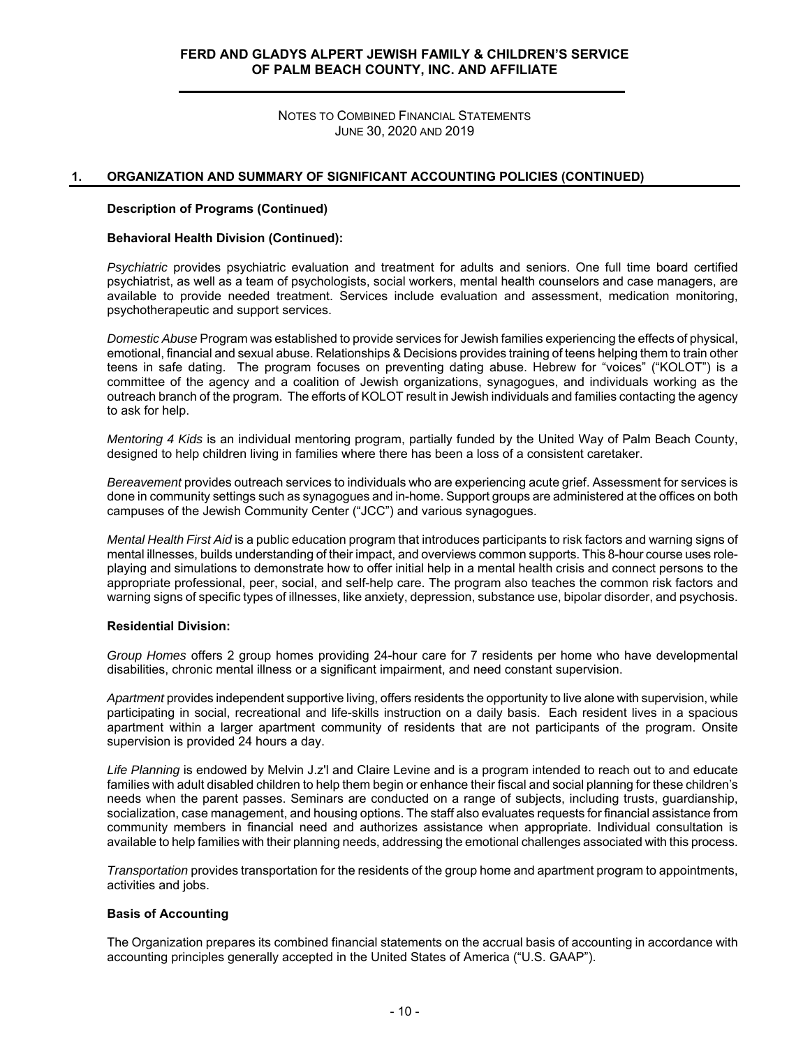## 1. ORGANIZATION AND SUMMARY OF SIGNIFICANT ACCOUNTING POLICIES (CONTINUED)

### Description of Programs (Continued)

#### Behavioral Health Division (Continued):

*Psychiatric* provides psychiatric evaluation and treatment for adults and seniors. One full time board certified psychiatrist, as well as a team of psychologists, social workers, mental health counselors and case managers, are available to provide needed treatment. Services include evaluation and assessment, medication monitoring, psychotherapeutic and support services.

*Domestic Abuse* Program was established to provide services for Jewish families experiencing the effects of physical, emotional, financial and sexual abuse. Relationships & Decisions provides training of teens helping them to train other teens in safe dating. The program focuses on preventing dating abuse. Hebrew for "voices" ("KOLOT") is a committee of the agency and a coalition of Jewish organizations, synagogues, and individuals working as the outreach branch of the program. The efforts of KOLOT result in Jewish individuals and families contacting the agency to ask for help.

*Mentoring 4 Kids* is an individual mentoring program, partially funded by the United Way of Palm Beach County, designed to help children living in families where there has been a loss of a consistent caretaker.

*Bereavement* provides outreach services to individuals who are experiencing acute grief. Assessment for services is done in community settings such as synagogues and in-home. Support groups are administered at the offices on both campuses of the Jewish Community Center ("JCC") and various synagogues.

*Mental Health First Aid* is a public education program that introduces participants to risk factors and warning signs of mental illnesses, builds understanding of their impact, and overviews common supports. This 8-hour course uses role-playing and simulations to demonstrate how to offer initial help in a mental health crisis and connect persons to the appropriate professional, peer, social, and self-help care. The program also teaches the common risk factors and warning signs of specific types of illnesses, like anxiety, depression, substance use, bipolar disorder, and psychosis.

#### Residential Division:

*Group Homes* offers 2 group homes providing 24-hour care for 7 residents per home who have developmental disabilities, chronic mental illness or a significant impairment, and need constant supervision.

*Apartment* provides independent supportive living, offers residents the opportunity to live alone with supervision, while participating in social, recreational and life-skills instruction on a daily basis. Each resident lives in a spacious apartment within a larger apartment community of residents that are not participants of the program. Onsite supervision is provided 24 hours a day.

*Life Planning* is endowed by Melvin J.z'l and Claire Levine and is a program intended to reach out to and educate families with adult disabled children to help them begin or enhance their fiscal and social planning for these children's needs when the parent passes. Seminars are conducted on a range of subjects, including trusts, guardianship, socialization, case management, and housing options. The staff also evaluates requests for financial assistance from community members in financial need and authorizes assistance when appropriate. Individual consultation is available to help families with their planning needs, addressing the emotional challenges associated with this process.

*Transportation* provides transportation for the residents of the group home and apartment program to appointments, activities and jobs.

### Basis of Accounting

The Organization prepares its combined financial statements on the accrual basis of accounting in accordance with accounting principles generally accepted in the United States of America ("U.S. GAAP").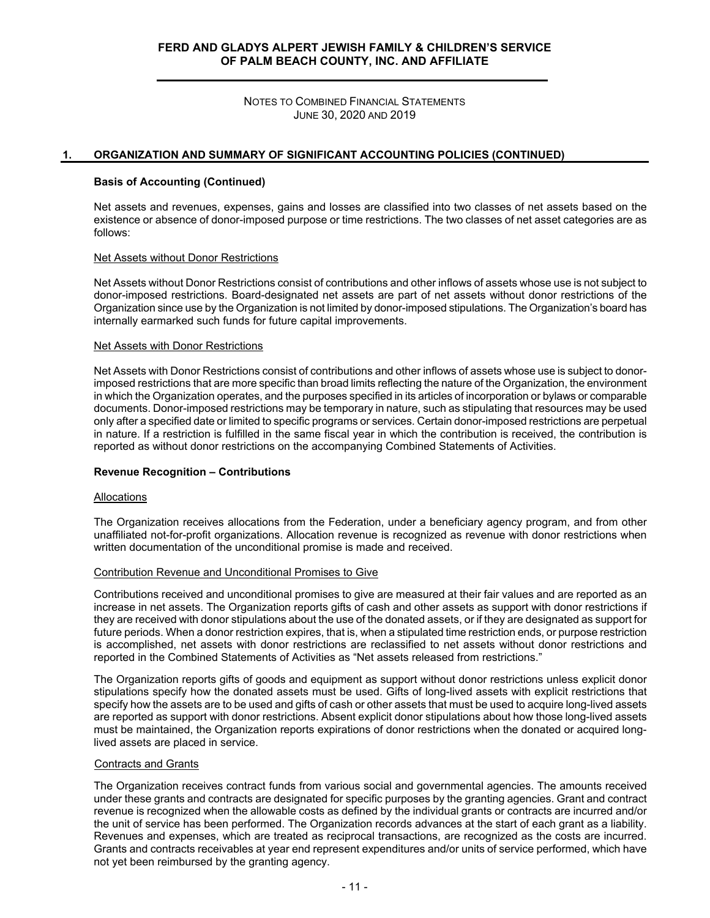## 1. ORGANIZATION AND SUMMARY OF SIGNIFICANT ACCOUNTING POLICIES (CONTINUED)

### Basis of Accounting (Continued)

Net assets and revenues, expenses, gains and losses are classified into two classes of net assets based on the existence or absence of donor-imposed purpose or time restrictions. The two classes of net asset categories are as follows:

Net Assets without Donor Restrictions

Net Assets without Donor Restrictions consist of contributions and other inflows of assets whose use is not subject to donor-imposed restrictions. Board-designated net assets are part of net assets without donor restrictions of the Organization since use by the Organization is not limited by donor-imposed stipulations. The Organization's board has internally earmarked such funds for future capital improvements.

Net Assets with Donor Restrictions

Net Assets with Donor Restrictions consist of contributions and other inflows of assets whose use is subject to donor-imposed restrictions that are more specific than broad limits reflecting the nature of the Organization, the environment in which the Organization operates, and the purposes specified in its articles of incorporation or bylaws or comparable documents. Donor-imposed restrictions may be temporary in nature, such as stipulating that resources may be used only after a specified date or limited to specific programs or services. Certain donor-imposed restrictions are perpetual in nature. If a restriction is fulfilled in the same fiscal year in which the contribution is received, the contribution is reported as without donor restrictions on the accompanying Combined Statements of Activities.

### Revenue Recognition – Contributions

Allocations

The Organization receives allocations from the Federation, under a beneficiary agency program, and from other unaffiliated not-for-profit organizations. Allocation revenue is recognized as revenue with donor restrictions when written documentation of the unconditional promise is made and received.

Contribution Revenue and Unconditional Promises to Give

Contributions received and unconditional promises to give are measured at their fair values and are reported as an increase in net assets. The Organization reports gifts of cash and other assets as support with donor restrictions if they are received with donor stipulations about the use of the donated assets, or if they are designated as support for future periods. When a donor restriction expires, that is, when a stipulated time restriction ends, or purpose restriction is accomplished, net assets with donor restrictions are reclassified to net assets without donor restrictions and reported in the Combined Statements of Activities as "Net assets released from restrictions."

The Organization reports gifts of goods and equipment as support without donor restrictions unless explicit donor stipulations specify how the donated assets must be used. Gifts of long-lived assets with explicit restrictions that specify how the assets are to be used and gifts of cash or other assets that must be used to acquire long-lived assets are reported as support with donor restrictions. Absent explicit donor stipulations about how those long-lived assets must be maintained, the Organization reports expirations of donor restrictions when the donated or acquired long-lived assets are placed in service.

Contracts and Grants

The Organization receives contract funds from various social and governmental agencies. The amounts received under these grants and contracts are designated for specific purposes by the granting agencies. Grant and contract revenue is recognized when the allowable costs as defined by the individual grants or contracts are incurred and/or the unit of service has been performed. The Organization records advances at the start of each grant as a liability. Revenues and expenses, which are treated as reciprocal transactions, are recognized as the costs are incurred. Grants and contracts receivables at year end represent expenditures and/or units of service performed, which have not yet been reimbursed by the granting agency.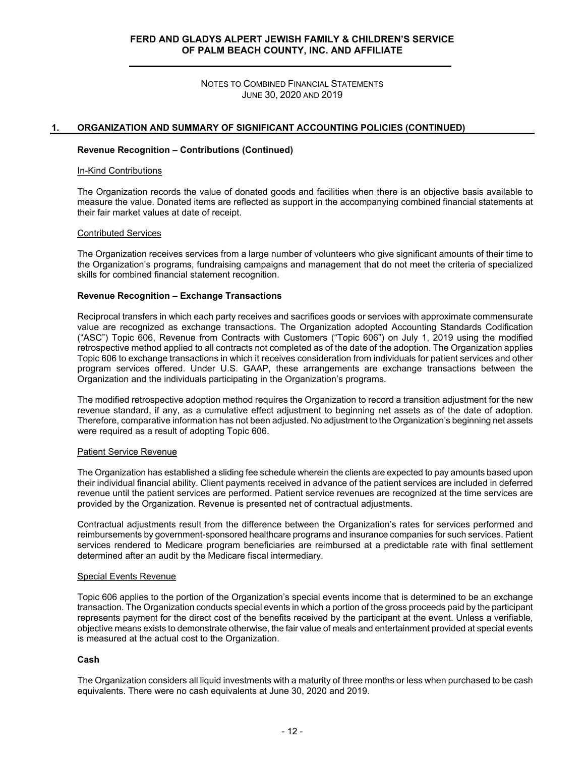## 1. ORGANIZATION AND SUMMARY OF SIGNIFICANT ACCOUNTING POLICIES (CONTINUED)

### Revenue Recognition – Contributions (Continued)

In-Kind Contributions

The Organization records the value of donated goods and facilities when there is an objective basis available to measure the value. Donated items are reflected as support in the accompanying combined financial statements at their fair market values at date of receipt.

Contributed Services

The Organization receives services from a large number of volunteers who give significant amounts of their time to the Organization's programs, fundraising campaigns and management that do not meet the criteria of specialized skills for combined financial statement recognition.

### Revenue Recognition – Exchange Transactions

Reciprocal transfers in which each party receives and sacrifices goods or services with approximate commensurate value are recognized as exchange transactions. The Organization adopted Accounting Standards Codification ("ASC") Topic 606, Revenue from Contracts with Customers ("Topic 606") on July 1, 2019 using the modified retrospective method applied to all contracts not completed as of the date of the adoption. The Organization applies Topic 606 to exchange transactions in which it receives consideration from individuals for patient services and other program services offered. Under U.S. GAAP, these arrangements are exchange transactions between the Organization and the individuals participating in the Organization's programs.

The modified retrospective adoption method requires the Organization to record a transition adjustment for the new revenue standard, if any, as a cumulative effect adjustment to beginning net assets as of the date of adoption. Therefore, comparative information has not been adjusted. No adjustment to the Organization's beginning net assets were required as a result of adopting Topic 606.

Patient Service Revenue

The Organization has established a sliding fee schedule wherein the clients are expected to pay amounts based upon their individual financial ability. Client payments received in advance of the patient services are included in deferred revenue until the patient services are performed. Patient service revenues are recognized at the time services are provided by the Organization. Revenue is presented net of contractual adjustments.

Contractual adjustments result from the difference between the Organization's rates for services performed and reimbursements by government-sponsored healthcare programs and insurance companies for such services. Patient services rendered to Medicare program beneficiaries are reimbursed at a predictable rate with final settlement determined after an audit by the Medicare fiscal intermediary.

Special Events Revenue

Topic 606 applies to the portion of the Organization's special events income that is determined to be an exchange transaction. The Organization conducts special events in which a portion of the gross proceeds paid by the participant represents payment for the direct cost of the benefits received by the participant at the event. Unless a verifiable, objective means exists to demonstrate otherwise, the fair value of meals and entertainment provided at special events is measured at the actual cost to the Organization.

### Cash

The Organization considers all liquid investments with a maturity of three months or less when purchased to be cash equivalents. There were no cash equivalents at June 30, 2020 and 2019.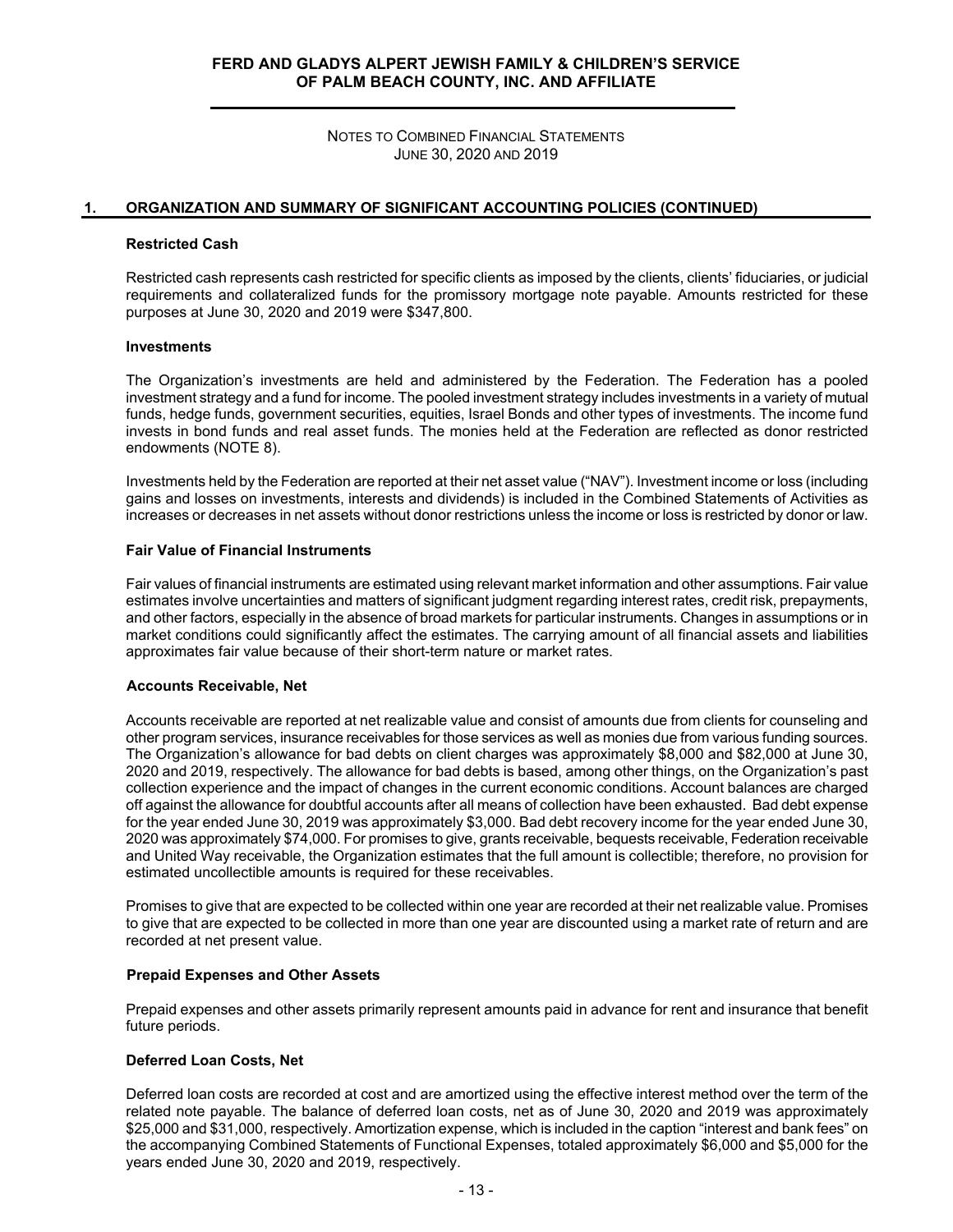## 1. ORGANIZATION AND SUMMARY OF SIGNIFICANT ACCOUNTING POLICIES (CONTINUED)

### Restricted Cash

Restricted cash represents cash restricted for specific clients as imposed by the clients, clients' fiduciaries, or judicial requirements and collateralized funds for the promissory mortgage note payable. Amounts restricted for these purposes at June 30, 2020 and 2019 were $347,800.

### Investments

The Organization's investments are held and administered by the Federation. The Federation has a pooled investment strategy and a fund for income. The pooled investment strategy includes investments in a variety of mutual funds, hedge funds, government securities, equities, Israel Bonds and other types of investments. The income fund invests in bond funds and real asset funds. The monies held at the Federation are reflected as donor restricted endowments (NOTE 8).

Investments held by the Federation are reported at their net asset value ("NAV"). Investment income or loss (including gains and losses on investments, interests and dividends) is included in the Combined Statements of Activities as increases or decreases in net assets without donor restrictions unless the income or loss is restricted by donor or law.

### Fair Value of Financial Instruments

Fair values of financial instruments are estimated using relevant market information and other assumptions. Fair value estimates involve uncertainties and matters of significant judgment regarding interest rates, credit risk, prepayments, and other factors, especially in the absence of broad markets for particular instruments. Changes in assumptions or in market conditions could significantly affect the estimates. The carrying amount of all financial assets and liabilities approximates fair value because of their short-term nature or market rates.

### Accounts Receivable, Net

Accounts receivable are reported at net realizable value and consist of amounts due from clients for counseling and other program services, insurance receivables for those services as well as monies due from various funding sources. The Organization's allowance for bad debts on client charges was approximately $8,000 and $82,000 at June 30, 2020 and 2019, respectively. The allowance for bad debts is based, among other things, on the Organization's past collection experience and the impact of changes in the current economic conditions. Account balances are charged off against the allowance for doubtful accounts after all means of collection have been exhausted. Bad debt expense for the year ended June 30, 2019 was approximately $3,000. Bad debt recovery income for the year ended June 30, 2020 was approximately $74,000. For promises to give, grants receivable, bequests receivable, Federation receivable and United Way receivable, the Organization estimates that the full amount is collectible; therefore, no provision for estimated uncollectible amounts is required for these receivables.

Promises to give that are expected to be collected within one year are recorded at their net realizable value. Promises to give that are expected to be collected in more than one year are discounted using a market rate of return and are recorded at net present value.

### Prepaid Expenses and Other Assets

Prepaid expenses and other assets primarily represent amounts paid in advance for rent and insurance that benefit future periods.

### Deferred Loan Costs, Net

Deferred loan costs are recorded at cost and are amortized using the effective interest method over the term of the related note payable. The balance of deferred loan costs, net as of June 30, 2020 and 2019 was approximately $25,000 and $31,000, respectively. Amortization expense, which is included in the caption "interest and bank fees" on the accompanying Combined Statements of Functional Expenses, totaled approximately $6,000 and $5,000 for the years ended June 30, 2020 and 2019, respectively.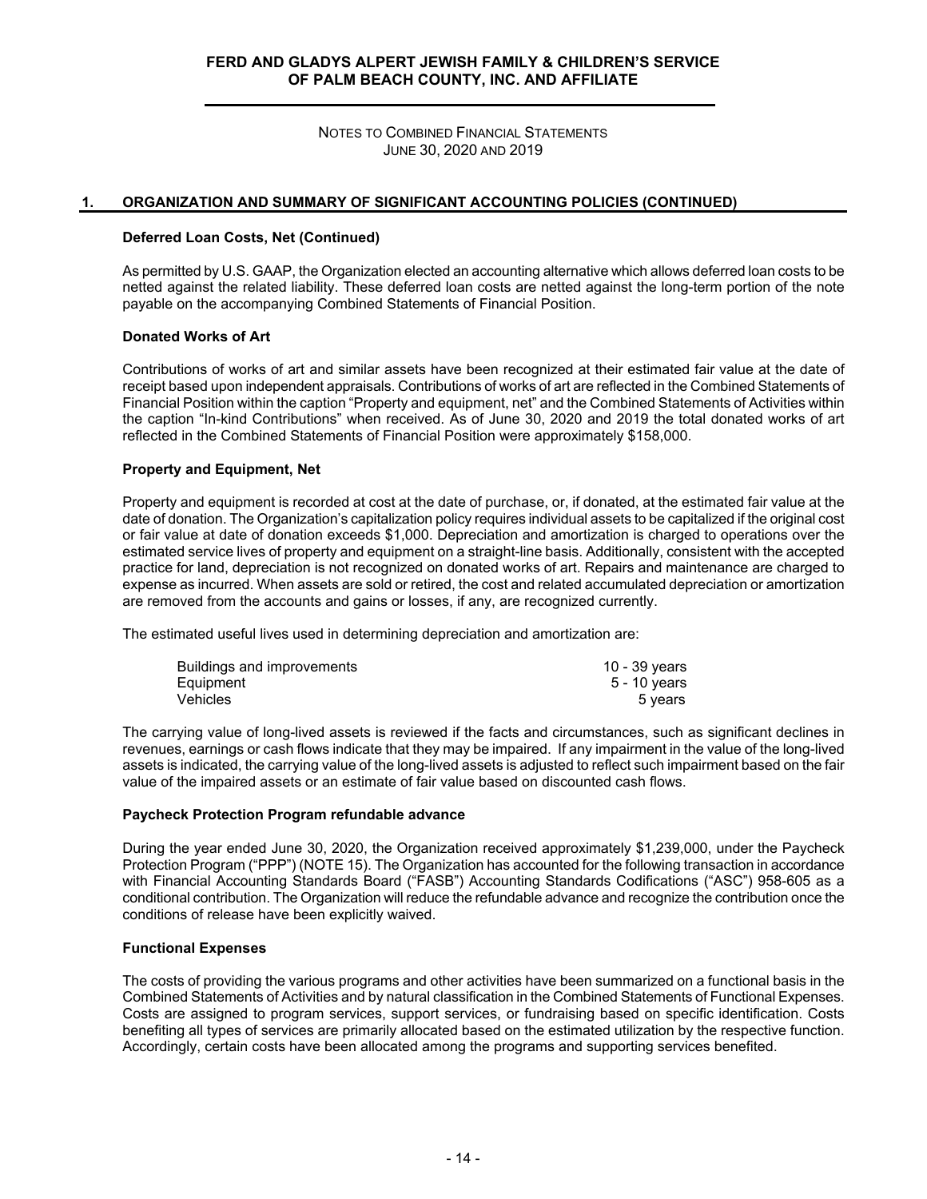## 1. ORGANIZATION AND SUMMARY OF SIGNIFICANT ACCOUNTING POLICIES (CONTINUED)

### Deferred Loan Costs, Net (Continued)

As permitted by U.S. GAAP, the Organization elected an accounting alternative which allows deferred loan costs to be netted against the related liability. These deferred loan costs are netted against the long-term portion of the note payable on the accompanying Combined Statements of Financial Position.

### Donated Works of Art

Contributions of works of art and similar assets have been recognized at their estimated fair value at the date of receipt based upon independent appraisals. Contributions of works of art are reflected in the Combined Statements of Financial Position within the caption "Property and equipment, net" and the Combined Statements of Activities within the caption "In-kind Contributions" when received. As of June 30, 2020 and 2019 the total donated works of art reflected in the Combined Statements of Financial Position were approximately $158,000.

### Property and Equipment, Net

Property and equipment is recorded at cost at the date of purchase, or, if donated, at the estimated fair value at the date of donation. The Organization's capitalization policy requires individual assets to be capitalized if the original cost or fair value at date of donation exceeds $1,000. Depreciation and amortization is charged to operations over the estimated service lives of property and equipment on a straight-line basis. Additionally, consistent with the accepted practice for land, depreciation is not recognized on donated works of art. Repairs and maintenance are charged to expense as incurred. When assets are sold or retired, the cost and related accumulated depreciation or amortization are removed from the accounts and gains or losses, if any, are recognized currently.

The estimated useful lives used in determining depreciation and amortization are:

| | |
|---|---|
| Buildings and improvements | 10 - 39 years |
| Equipment | 5 - 10 years |
| Vehicles | 5 years |

The carrying value of long-lived assets is reviewed if the facts and circumstances, such as significant declines in revenues, earnings or cash flows indicate that they may be impaired. If any impairment in the value of the long-lived assets is indicated, the carrying value of the long-lived assets is adjusted to reflect such impairment based on the fair value of the impaired assets or an estimate of fair value based on discounted cash flows.

### Paycheck Protection Program refundable advance

During the year ended June 30, 2020, the Organization received approximately $1,239,000, under the Paycheck Protection Program ("PPP") (NOTE 15). The Organization has accounted for the following transaction in accordance with Financial Accounting Standards Board ("FASB") Accounting Standards Codifications ("ASC") 958-605 as a conditional contribution. The Organization will reduce the refundable advance and recognize the contribution once the conditions of release have been explicitly waived.

### Functional Expenses

The costs of providing the various programs and other activities have been summarized on a functional basis in the Combined Statements of Activities and by natural classification in the Combined Statements of Functional Expenses. Costs are assigned to program services, support services, or fundraising based on specific identification. Costs benefiting all types of services are primarily allocated based on the estimated utilization by the respective function. Accordingly, certain costs have been allocated among the programs and supporting services benefited.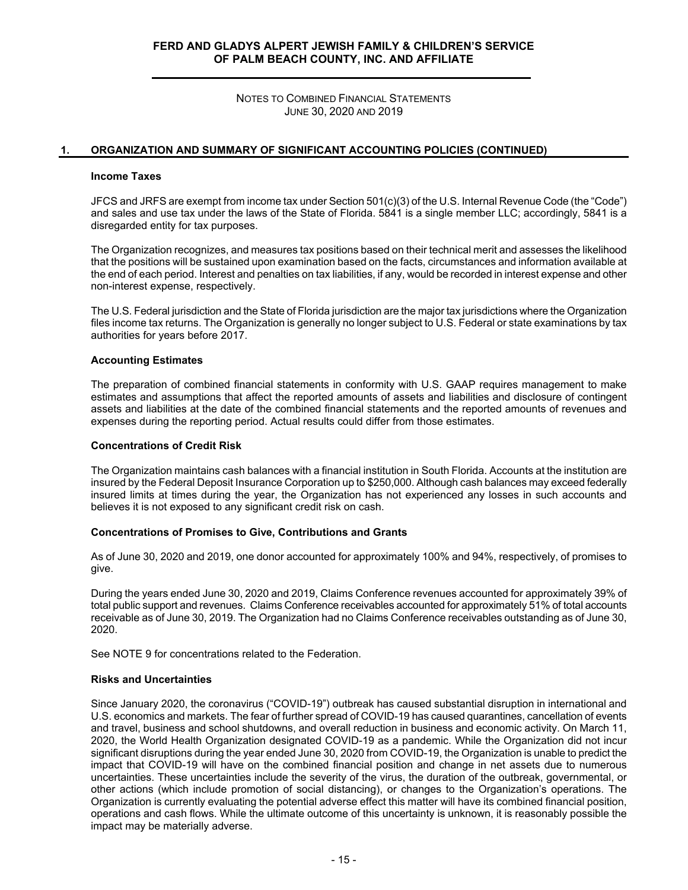## 1. ORGANIZATION AND SUMMARY OF SIGNIFICANT ACCOUNTING POLICIES (CONTINUED)

### Income Taxes

JFCS and JRFS are exempt from income tax under Section 501(c)(3) of the U.S. Internal Revenue Code (the "Code") and sales and use tax under the laws of the State of Florida. 5841 is a single member LLC; accordingly, 5841 is a disregarded entity for tax purposes.

The Organization recognizes, and measures tax positions based on their technical merit and assesses the likelihood that the positions will be sustained upon examination based on the facts, circumstances and information available at the end of each period. Interest and penalties on tax liabilities, if any, would be recorded in interest expense and other non-interest expense, respectively.

The U.S. Federal jurisdiction and the State of Florida jurisdiction are the major tax jurisdictions where the Organization files income tax returns. The Organization is generally no longer subject to U.S. Federal or state examinations by tax authorities for years before 2017.

### Accounting Estimates

The preparation of combined financial statements in conformity with U.S. GAAP requires management to make estimates and assumptions that affect the reported amounts of assets and liabilities and disclosure of contingent assets and liabilities at the date of the combined financial statements and the reported amounts of revenues and expenses during the reporting period. Actual results could differ from those estimates.

### Concentrations of Credit Risk

The Organization maintains cash balances with a financial institution in South Florida. Accounts at the institution are insured by the Federal Deposit Insurance Corporation up to $250,000. Although cash balances may exceed federally insured limits at times during the year, the Organization has not experienced any losses in such accounts and believes it is not exposed to any significant credit risk on cash.

### Concentrations of Promises to Give, Contributions and Grants

As of June 30, 2020 and 2019, one donor accounted for approximately 100% and 94%, respectively, of promises to give.

During the years ended June 30, 2020 and 2019, Claims Conference revenues accounted for approximately 39% of total public support and revenues. Claims Conference receivables accounted for approximately 51% of total accounts receivable as of June 30, 2019. The Organization had no Claims Conference receivables outstanding as of June 30, 2020.

See NOTE 9 for concentrations related to the Federation.

### Risks and Uncertainties

Since January 2020, the coronavirus ("COVID-19") outbreak has caused substantial disruption in international and U.S. economics and markets. The fear of further spread of COVID-19 has caused quarantines, cancellation of events and travel, business and school shutdowns, and overall reduction in business and economic activity. On March 11, 2020, the World Health Organization designated COVID-19 as a pandemic. While the Organization did not incur significant disruptions during the year ended June 30, 2020 from COVID-19, the Organization is unable to predict the impact that COVID-19 will have on the combined financial position and change in net assets due to numerous uncertainties. These uncertainties include the severity of the virus, the duration of the outbreak, governmental, or other actions (which include promotion of social distancing), or changes to the Organization's operations. The Organization is currently evaluating the potential adverse effect this matter will have its combined financial position, operations and cash flows. While the ultimate outcome of this uncertainty is unknown, it is reasonably possible the impact may be materially adverse.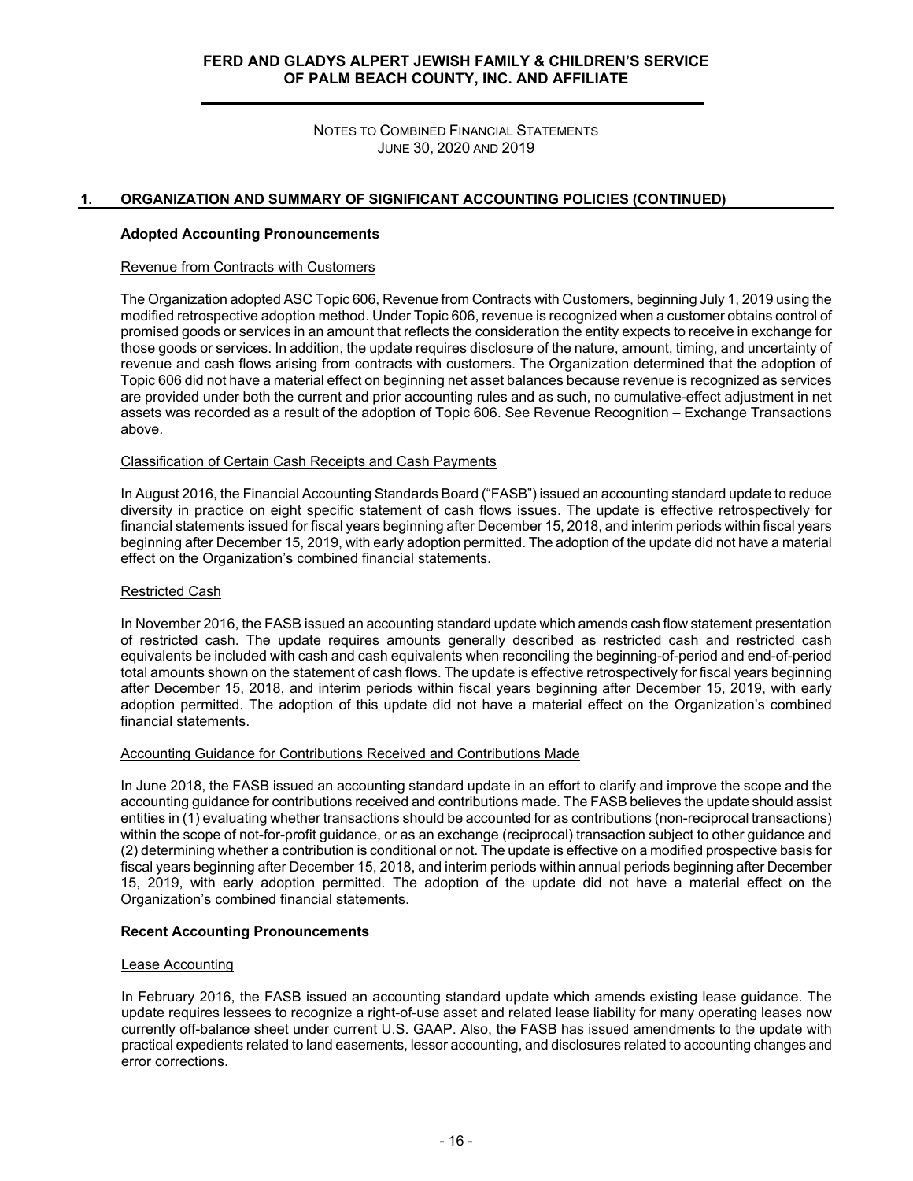## 1. ORGANIZATION AND SUMMARY OF SIGNIFICANT ACCOUNTING POLICIES (CONTINUED)

### Adopted Accounting Pronouncements

Revenue from Contracts with Customers

The Organization adopted ASC Topic 606, Revenue from Contracts with Customers, beginning July 1, 2019 using the modified retrospective adoption method. Under Topic 606, revenue is recognized when a customer obtains control of promised goods or services in an amount that reflects the consideration the entity expects to receive in exchange for those goods or services. In addition, the update requires disclosure of the nature, amount, timing, and uncertainty of revenue and cash flows arising from contracts with customers. The Organization determined that the adoption of Topic 606 did not have a material effect on beginning net asset balances because revenue is recognized as services are provided under both the current and prior accounting rules and as such, no cumulative-effect adjustment in net assets was recorded as a result of the adoption of Topic 606. See Revenue Recognition – Exchange Transactions above.

Classification of Certain Cash Receipts and Cash Payments

In August 2016, the Financial Accounting Standards Board ("FASB") issued an accounting standard update to reduce diversity in practice on eight specific statement of cash flows issues. The update is effective retrospectively for financial statements issued for fiscal years beginning after December 15, 2018, and interim periods within fiscal years beginning after December 15, 2019, with early adoption permitted. The adoption of the update did not have a material effect on the Organization's combined financial statements.

Restricted Cash

In November 2016, the FASB issued an accounting standard update which amends cash flow statement presentation of restricted cash. The update requires amounts generally described as restricted cash and restricted cash equivalents be included with cash and cash equivalents when reconciling the beginning-of-period and end-of-period total amounts shown on the statement of cash flows. The update is effective retrospectively for fiscal years beginning after December 15, 2018, and interim periods within fiscal years beginning after December 15, 2019, with early adoption permitted. The adoption of this update did not have a material effect on the Organization's combined financial statements.

Accounting Guidance for Contributions Received and Contributions Made

In June 2018, the FASB issued an accounting standard update in an effort to clarify and improve the scope and the accounting guidance for contributions received and contributions made. The FASB believes the update should assist entities in (1) evaluating whether transactions should be accounted for as contributions (non-reciprocal transactions) within the scope of not-for-profit guidance, or as an exchange (reciprocal) transaction subject to other guidance and (2) determining whether a contribution is conditional or not. The update is effective on a modified prospective basis for fiscal years beginning after December 15, 2018, and interim periods within annual periods beginning after December 15, 2019, with early adoption permitted. The adoption of the update did not have a material effect on the Organization's combined financial statements.

### Recent Accounting Pronouncements

Lease Accounting

In February 2016, the FASB issued an accounting standard update which amends existing lease guidance. The update requires lessees to recognize a right-of-use asset and related lease liability for many operating leases now currently off-balance sheet under current U.S. GAAP. Also, the FASB has issued amendments to the update with practical expedients related to land easements, lessor accounting, and disclosures related to accounting changes and error corrections.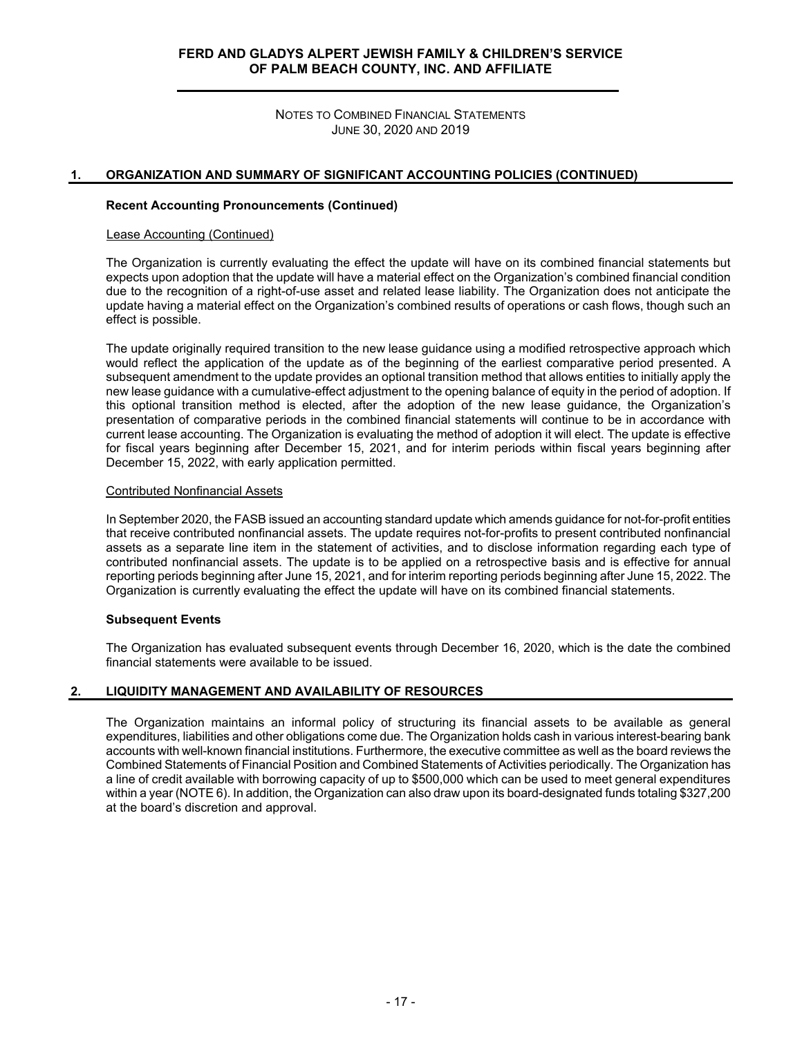## 1. ORGANIZATION AND SUMMARY OF SIGNIFICANT ACCOUNTING POLICIES (CONTINUED)

### Recent Accounting Pronouncements (Continued)

Lease Accounting (Continued)

The Organization is currently evaluating the effect the update will have on its combined financial statements but expects upon adoption that the update will have a material effect on the Organization's combined financial condition due to the recognition of a right-of-use asset and related lease liability. The Organization does not anticipate the update having a material effect on the Organization's combined results of operations or cash flows, though such an effect is possible.

The update originally required transition to the new lease guidance using a modified retrospective approach which would reflect the application of the update as of the beginning of the earliest comparative period presented. A subsequent amendment to the update provides an optional transition method that allows entities to initially apply the new lease guidance with a cumulative-effect adjustment to the opening balance of equity in the period of adoption. If this optional transition method is elected, after the adoption of the new lease guidance, the Organization's presentation of comparative periods in the combined financial statements will continue to be in accordance with current lease accounting. The Organization is evaluating the method of adoption it will elect. The update is effective for fiscal years beginning after December 15, 2021, and for interim periods within fiscal years beginning after December 15, 2022, with early application permitted.

Contributed Nonfinancial Assets

In September 2020, the FASB issued an accounting standard update which amends guidance for not-for-profit entities that receive contributed nonfinancial assets. The update requires not-for-profits to present contributed nonfinancial assets as a separate line item in the statement of activities, and to disclose information regarding each type of contributed nonfinancial assets. The update is to be applied on a retrospective basis and is effective for annual reporting periods beginning after June 15, 2021, and for interim reporting periods beginning after June 15, 2022. The Organization is currently evaluating the effect the update will have on its combined financial statements.

### Subsequent Events

The Organization has evaluated subsequent events through December 16, 2020, which is the date the combined financial statements were available to be issued.

## 2. LIQUIDITY MANAGEMENT AND AVAILABILITY OF RESOURCES

The Organization maintains an informal policy of structuring its financial assets to be available as general expenditures, liabilities and other obligations come due. The Organization holds cash in various interest-bearing bank accounts with well-known financial institutions. Furthermore, the executive committee as well as the board reviews the Combined Statements of Financial Position and Combined Statements of Activities periodically. The Organization has a line of credit available with borrowing capacity of up to $500,000 which can be used to meet general expenditures within a year (NOTE 6). In addition, the Organization can also draw upon its board-designated funds totaling $327,200 at the board's discretion and approval.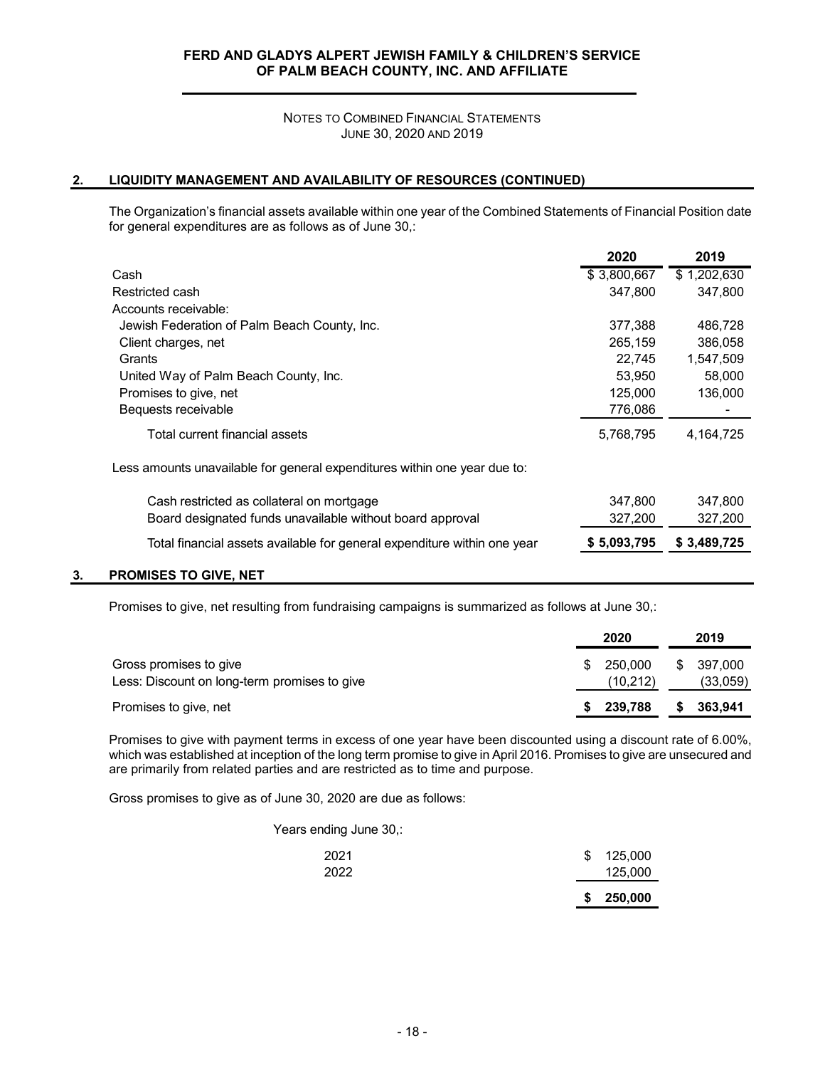NOTES TO COMBINED FINANCIAL STATEMENTS
JUNE 30, 2020 AND 2019

## 2. LIQUIDITY MANAGEMENT AND AVAILABILITY OF RESOURCES (CONTINUED)

The Organization's financial assets available within one year of the Combined Statements of Financial Position date for general expenditures are as follows as of June 30,:

| | 2020 | 2019 |
|---|---|---|
| Cash | $ 3,800,667 | $ 1,202,630 |
| Restricted cash | 347,800 | 347,800 |
| Accounts receivable: | | |
| Jewish Federation of Palm Beach County, Inc. | 377,388 | 486,728 |
| Client charges, net | 265,159 | 386,058 |
| Grants | 22,745 | 1,547,509 |
| United Way of Palm Beach County, Inc. | 53,950 | 58,000 |
| Promises to give, net | 125,000 | 136,000 |
| Bequests receivable | 776,086 | - |
| Total current financial assets | 5,768,795 | 4,164,725 |
| Less amounts unavailable for general expenditures within one year due to: | | |
| Cash restricted as collateral on mortgage | 347,800 | 347,800 |
| Board designated funds unavailable without board approval | 327,200 | 327,200 |
| Total financial assets available for general expenditure within one year | **$ 5,093,795** | **$ 3,489,725** |

## 3. PROMISES TO GIVE, NET

Promises to give, net resulting from fundraising campaigns is summarized as follows at June 30,:

| | 2020 | 2019 |
|---|---|---|
| Gross promises to give | $ 250,000 | $ 397,000 |
| Less: Discount on long-term promises to give | (10,212) | (33,059) |
| Promises to give, net | **$ 239,788** | **$ 363,941** |

Promises to give with payment terms in excess of one year have been discounted using a discount rate of 6.00%, which was established at inception of the long term promise to give in April 2016. Promises to give are unsecured and are primarily from related parties and are restricted as to time and purpose.

Gross promises to give as of June 30, 2020 are due as follows:

| Years ending June 30,: | |
|---|---|
| 2021 | $ 125,000 |
| 2022 | 125,000 |
| | **$ 250,000** |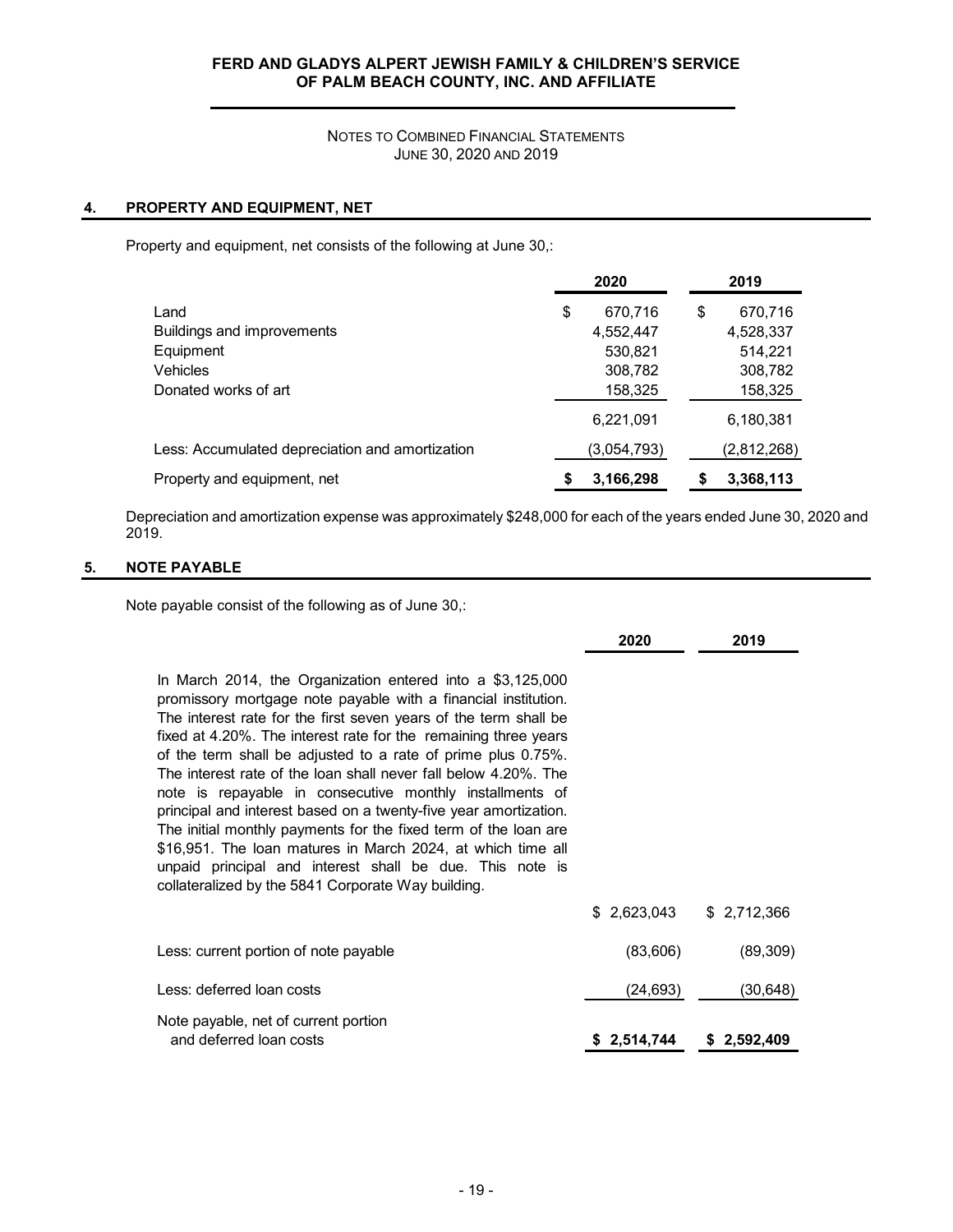## 4. PROPERTY AND EQUIPMENT, NET

Property and equipment, net consists of the following at June 30,:

| | 2020 | 2019 |
|---|---|---|
| Land | $ 670,716 | $ 670,716 |
| Buildings and improvements | 4,552,447 | 4,528,337 |
| Equipment | 530,821 | 514,221 |
| Vehicles | 308,782 | 308,782 |
| Donated works of art | 158,325 | 158,325 |
| | 6,221,091 | 6,180,381 |
| Less: Accumulated depreciation and amortization | (3,054,793) | (2,812,268) |
| Property and equipment, net | **$ 3,166,298** | **$ 3,368,113** |

Depreciation and amortization expense was approximately $248,000 for each of the years ended June 30, 2020 and 2019.

## 5. NOTE PAYABLE

Note payable consist of the following as of June 30,:

| | 2020 | 2019 |
|---|---|---|
| In March 2014, the Organization entered into a $3,125,000 promissory mortgage note payable with a financial institution. The interest rate for the first seven years of the term shall be fixed at 4.20%. The interest rate for the remaining three years of the term shall be adjusted to a rate of prime plus 0.75%. The interest rate of the loan shall never fall below 4.20%. The note is repayable in consecutive monthly installments of principal and interest based on a twenty-five year amortization. The initial monthly payments for the fixed term of the loan are $16,951. The loan matures in March 2024, at which time all unpaid principal and interest shall be due. This note is collateralized by the 5841 Corporate Way building. | $ 2,623,043 | $ 2,712,366 |
| Less: current portion of note payable | (83,606) | (89,309) |
| Less: deferred loan costs | (24,693) | (30,648) |
| Note payable, net of current portion and deferred loan costs | **$ 2,514,744** | **$ 2,592,409** |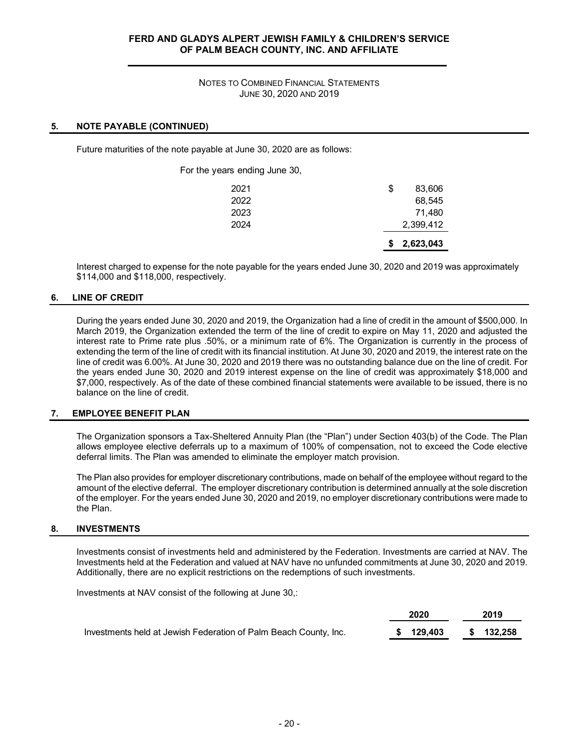## 5. NOTE PAYABLE (CONTINUED)

Future maturities of the note payable at June 30, 2020 are as follows:

| For the years ending June 30, | |
|---|---|
| 2021 | $ 83,606 |
| 2022 | 68,545 |
| 2023 | 71,480 |
| 2024 | 2,399,412 |
| | **$ 2,623,043** |

Interest charged to expense for the note payable for the years ended June 30, 2020 and 2019 was approximately $114,000 and $118,000, respectively.

## 6. LINE OF CREDIT

During the years ended June 30, 2020 and 2019, the Organization had a line of credit in the amount of $500,000. In March 2019, the Organization extended the term of the line of credit to expire on May 11, 2020 and adjusted the interest rate to Prime rate plus .50%, or a minimum rate of 6%. The Organization is currently in the process of extending the term of the line of credit with its financial institution. At June 30, 2020 and 2019, the interest rate on the line of credit was 6.00%. At June 30, 2020 and 2019 there was no outstanding balance due on the line of credit. For the years ended June 30, 2020 and 2019 interest expense on the line of credit was approximately $18,000 and $7,000, respectively. As of the date of these combined financial statements were available to be issued, there is no balance on the line of credit.

## 7. EMPLOYEE BENEFIT PLAN

The Organization sponsors a Tax-Sheltered Annuity Plan (the "Plan") under Section 403(b) of the Code. The Plan allows employee elective deferrals up to a maximum of 100% of compensation, not to exceed the Code elective deferral limits. The Plan was amended to eliminate the employer match provision.

The Plan also provides for employer discretionary contributions, made on behalf of the employee without regard to the amount of the elective deferral. The employer discretionary contribution is determined annually at the sole discretion of the employer. For the years ended June 30, 2020 and 2019, no employer discretionary contributions were made to the Plan.

## 8. INVESTMENTS

Investments consist of investments held and administered by the Federation. Investments are carried at NAV. The Investments held at the Federation and valued at NAV have no unfunded commitments at June 30, 2020 and 2019. Additionally, there are no explicit restrictions on the redemptions of such investments.

Investments at NAV consist of the following at June 30,:

| | 2020 | 2019 |
|---|---|---|
| Investments held at Jewish Federation of Palm Beach County, Inc. | **$ 129,403** | **$ 132,258** |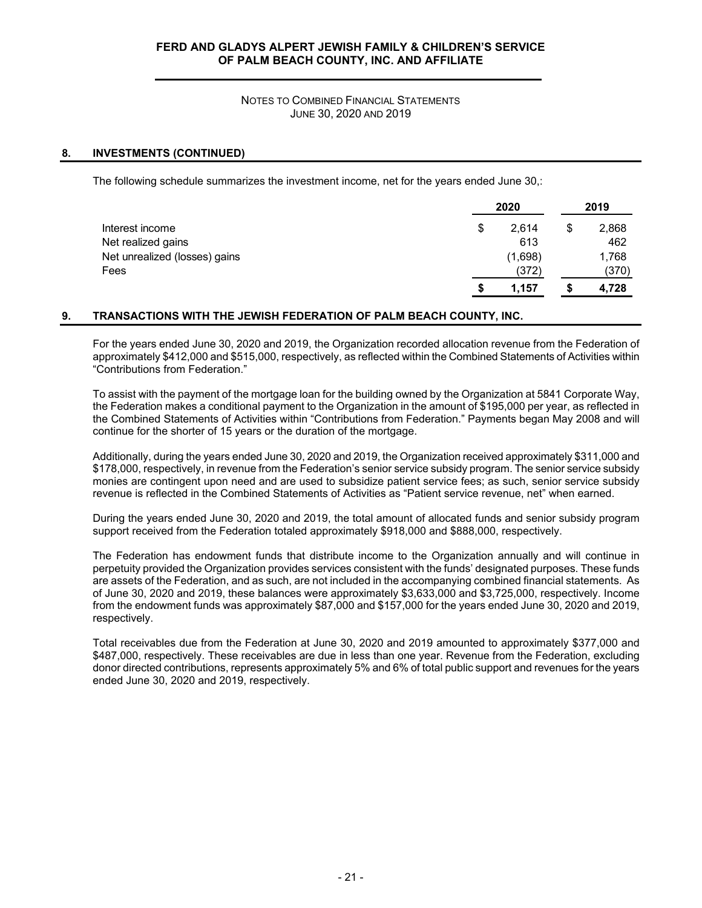## 8. INVESTMENTS (CONTINUED)

The following schedule summarizes the investment income, net for the years ended June 30,:

| | 2020 | 2019 |
|---|---|---|
| Interest income | $ 2,614 | $ 2,868 |
| Net realized gains | 613 | 462 |
| Net unrealized (losses) gains | (1,698) | 1,768 |
| Fees | (372) | (370) |
| | **$ 1,157** | **$ 4,728** |

## 9. TRANSACTIONS WITH THE JEWISH FEDERATION OF PALM BEACH COUNTY, INC.

For the years ended June 30, 2020 and 2019, the Organization recorded allocation revenue from the Federation of approximately $412,000 and $515,000, respectively, as reflected within the Combined Statements of Activities within "Contributions from Federation."

To assist with the payment of the mortgage loan for the building owned by the Organization at 5841 Corporate Way, the Federation makes a conditional payment to the Organization in the amount of $195,000 per year, as reflected in the Combined Statements of Activities within "Contributions from Federation." Payments began May 2008 and will continue for the shorter of 15 years or the duration of the mortgage.

Additionally, during the years ended June 30, 2020 and 2019, the Organization received approximately $311,000 and $178,000, respectively, in revenue from the Federation's senior service subsidy program. The senior service subsidy monies are contingent upon need and are used to subsidize patient service fees; as such, senior service subsidy revenue is reflected in the Combined Statements of Activities as "Patient service revenue, net" when earned.

During the years ended June 30, 2020 and 2019, the total amount of allocated funds and senior subsidy program support received from the Federation totaled approximately $918,000 and $888,000, respectively.

The Federation has endowment funds that distribute income to the Organization annually and will continue in perpetuity provided the Organization provides services consistent with the funds' designated purposes. These funds are assets of the Federation, and as such, are not included in the accompanying combined financial statements. As of June 30, 2020 and 2019, these balances were approximately $3,633,000 and $3,725,000, respectively. Income from the endowment funds was approximately $87,000 and $157,000 for the years ended June 30, 2020 and 2019, respectively.

Total receivables due from the Federation at June 30, 2020 and 2019 amounted to approximately $377,000 and $487,000, respectively. These receivables are due in less than one year. Revenue from the Federation, excluding donor directed contributions, represents approximately 5% and 6% of total public support and revenues for the years ended June 30, 2020 and 2019, respectively.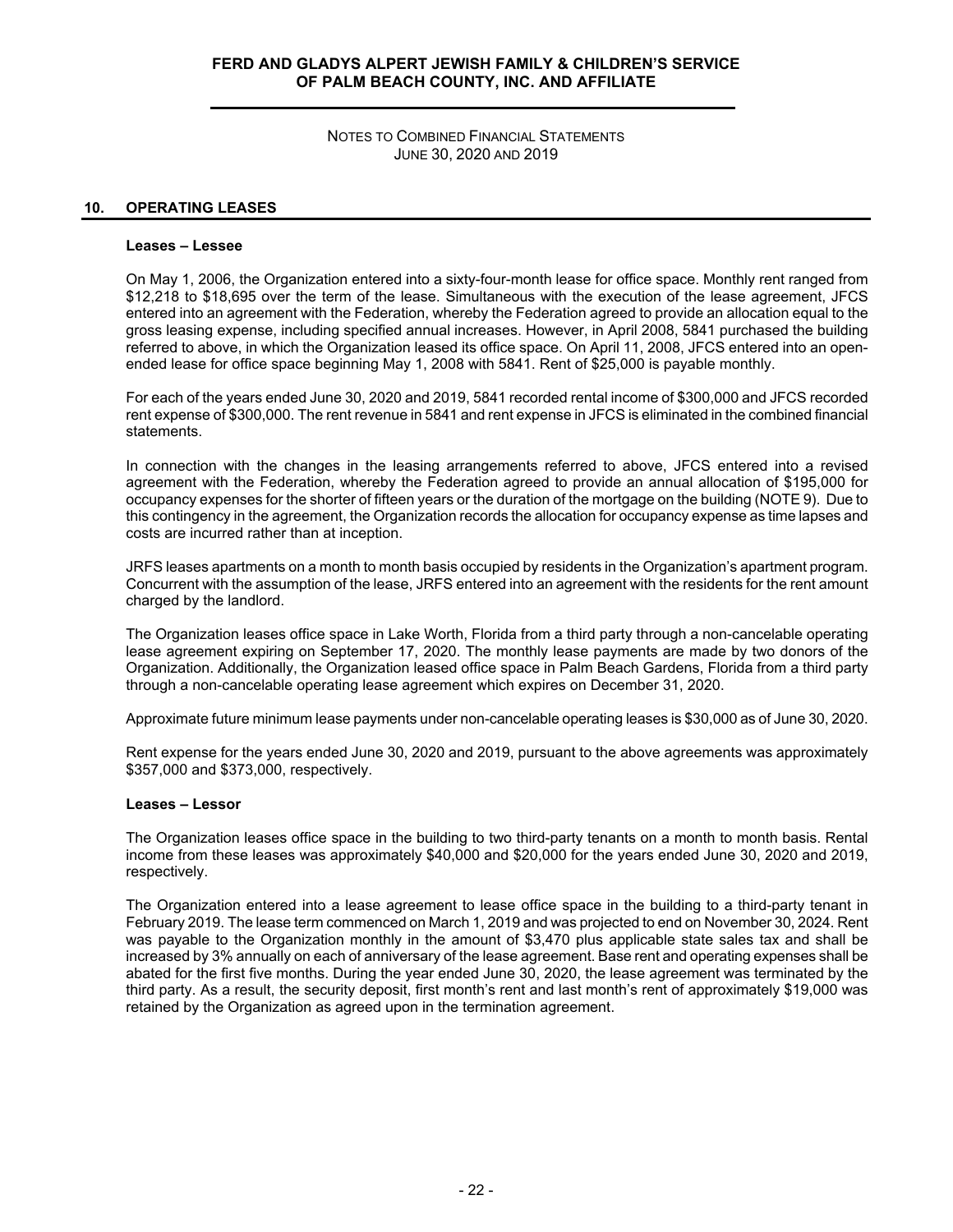## 10. OPERATING LEASES

**Leases – Lessee**

On May 1, 2006, the Organization entered into a sixty-four-month lease for office space. Monthly rent ranged from $12,218 to $18,695 over the term of the lease. Simultaneous with the execution of the lease agreement, JFCS entered into an agreement with the Federation, whereby the Federation agreed to provide an allocation equal to the gross leasing expense, including specified annual increases. However, in April 2008, 5841 purchased the building referred to above, in which the Organization leased its office space. On April 11, 2008, JFCS entered into an open-ended lease for office space beginning May 1, 2008 with 5841. Rent of $25,000 is payable monthly.

For each of the years ended June 30, 2020 and 2019, 5841 recorded rental income of $300,000 and JFCS recorded rent expense of $300,000. The rent revenue in 5841 and rent expense in JFCS is eliminated in the combined financial statements.

In connection with the changes in the leasing arrangements referred to above, JFCS entered into a revised agreement with the Federation, whereby the Federation agreed to provide an annual allocation of $195,000 for occupancy expenses for the shorter of fifteen years or the duration of the mortgage on the building (NOTE 9). Due to this contingency in the agreement, the Organization records the allocation for occupancy expense as time lapses and costs are incurred rather than at inception.

JRFS leases apartments on a month to month basis occupied by residents in the Organization's apartment program. Concurrent with the assumption of the lease, JRFS entered into an agreement with the residents for the rent amount charged by the landlord.

The Organization leases office space in Lake Worth, Florida from a third party through a non-cancelable operating lease agreement expiring on September 17, 2020. The monthly lease payments are made by two donors of the Organization. Additionally, the Organization leased office space in Palm Beach Gardens, Florida from a third party through a non-cancelable operating lease agreement which expires on December 31, 2020.

Approximate future minimum lease payments under non-cancelable operating leases is $30,000 as of June 30, 2020.

Rent expense for the years ended June 30, 2020 and 2019, pursuant to the above agreements was approximately $357,000 and $373,000, respectively.

**Leases – Lessor**

The Organization leases office space in the building to two third-party tenants on a month to month basis. Rental income from these leases was approximately $40,000 and $20,000 for the years ended June 30, 2020 and 2019, respectively.

The Organization entered into a lease agreement to lease office space in the building to a third-party tenant in February 2019. The lease term commenced on March 1, 2019 and was projected to end on November 30, 2024. Rent was payable to the Organization monthly in the amount of $3,470 plus applicable state sales tax and shall be increased by 3% annually on each of anniversary of the lease agreement. Base rent and operating expenses shall be abated for the first five months. During the year ended June 30, 2020, the lease agreement was terminated by the third party. As a result, the security deposit, first month's rent and last month's rent of approximately $19,000 was retained by the Organization as agreed upon in the termination agreement.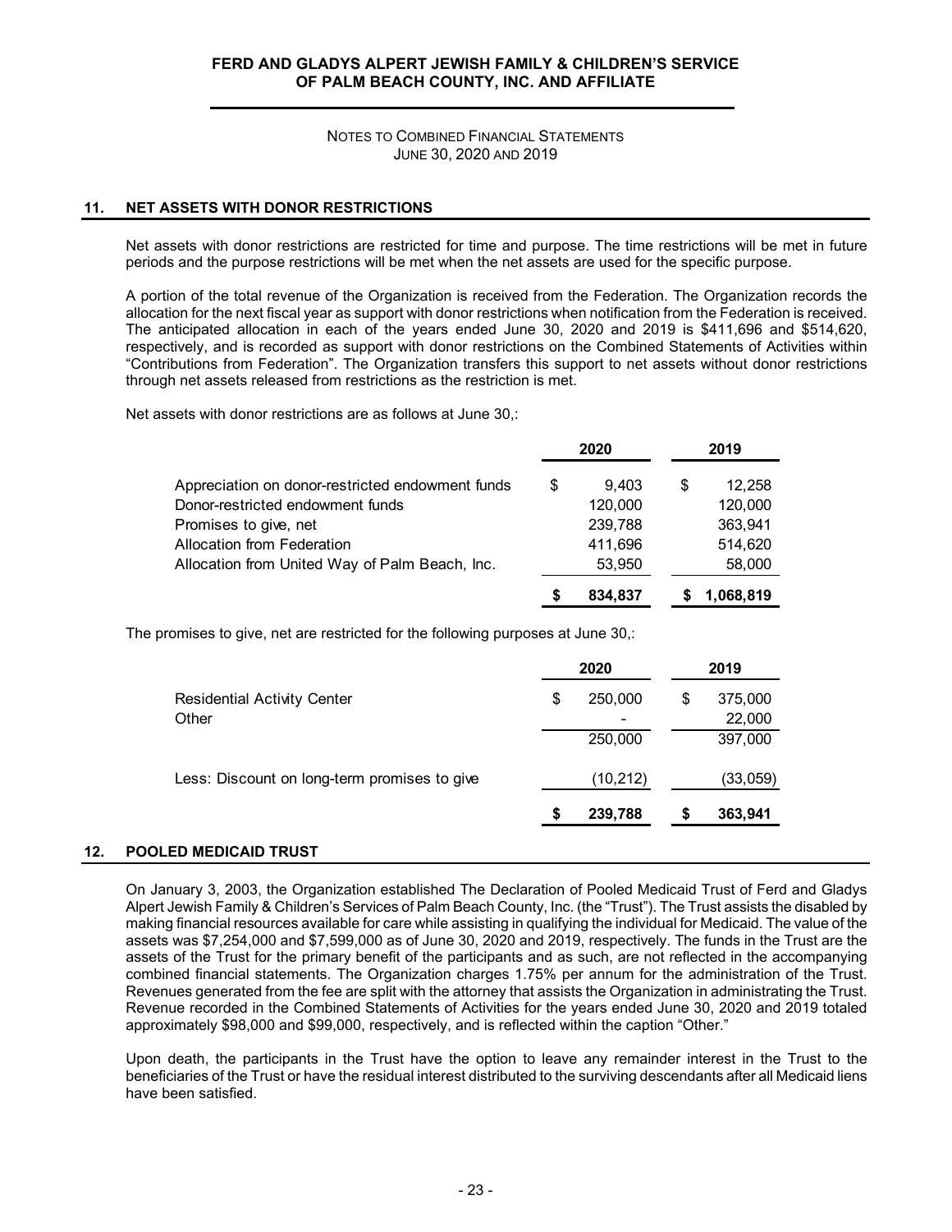## 11. NET ASSETS WITH DONOR RESTRICTIONS

Net assets with donor restrictions are restricted for time and purpose. The time restrictions will be met in future periods and the purpose restrictions will be met when the net assets are used for the specific purpose.

A portion of the total revenue of the Organization is received from the Federation. The Organization records the allocation for the next fiscal year as support with donor restrictions when notification from the Federation is received. The anticipated allocation in each of the years ended June 30, 2020 and 2019 is $411,696 and $514,620, respectively, and is recorded as support with donor restrictions on the Combined Statements of Activities within "Contributions from Federation". The Organization transfers this support to net assets without donor restrictions through net assets released from restrictions as the restriction is met.

Net assets with donor restrictions are as follows at June 30,:

| | 2020 | 2019 |
|---|---|---|
| Appreciation on donor-restricted endowment funds | $ 9,403 | $ 12,258 |
| Donor-restricted endowment funds | 120,000 | 120,000 |
| Promises to give, net | 239,788 | 363,941 |
| Allocation from Federation | 411,696 | 514,620 |
| Allocation from United Way of Palm Beach, Inc. | 53,950 | 58,000 |
| | **$ 834,837** | **$ 1,068,819** |

The promises to give, net are restricted for the following purposes at June 30,:

| | 2020 | 2019 |
|---|---|---|
| Residential Activity Center | $ 250,000 | $ 375,000 |
| Other | - | 22,000 |
| | 250,000 | 397,000 |
| Less: Discount on long-term promises to give | (10,212) | (33,059) |
| | **$ 239,788** | **$ 363,941** |

## 12. POOLED MEDICAID TRUST

On January 3, 2003, the Organization established The Declaration of Pooled Medicaid Trust of Ferd and Gladys Alpert Jewish Family & Children's Services of Palm Beach County, Inc. (the "Trust"). The Trust assists the disabled by making financial resources available for care while assisting in qualifying the individual for Medicaid. The value of the assets was $7,254,000 and $7,599,000 as of June 30, 2020 and 2019, respectively. The funds in the Trust are the assets of the Trust for the primary benefit of the participants and as such, are not reflected in the accompanying combined financial statements. The Organization charges 1.75% per annum for the administration of the Trust. Revenues generated from the fee are split with the attorney that assists the Organization in administrating the Trust. Revenue recorded in the Combined Statements of Activities for the years ended June 30, 2020 and 2019 totaled approximately $98,000 and $99,000, respectively, and is reflected within the caption "Other."

Upon death, the participants in the Trust have the option to leave any remainder interest in the Trust to the beneficiaries of the Trust or have the residual interest distributed to the surviving descendants after all Medicaid liens have been satisfied.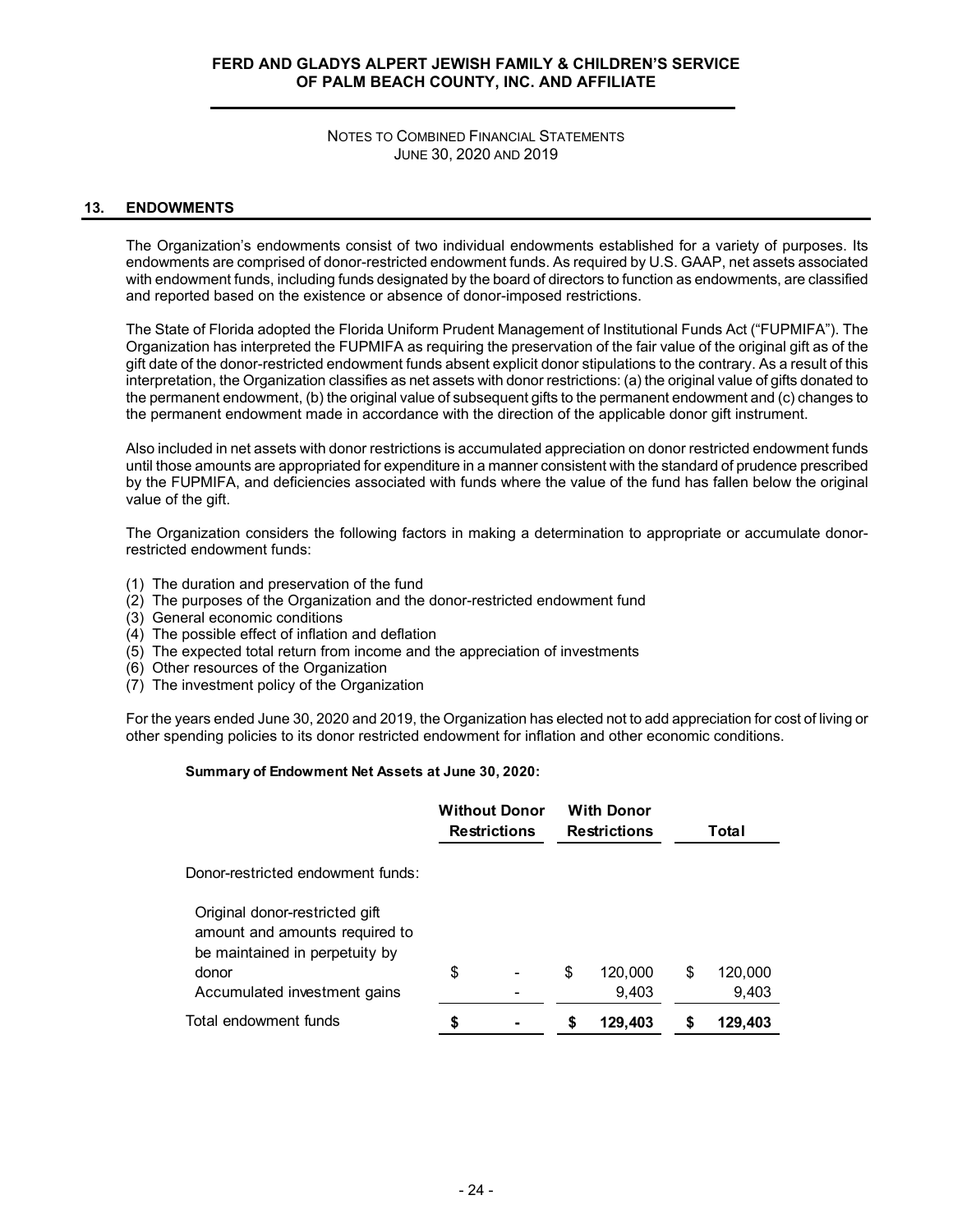## 13. ENDOWMENTS

The Organization's endowments consist of two individual endowments established for a variety of purposes. Its endowments are comprised of donor-restricted endowment funds. As required by U.S. GAAP, net assets associated with endowment funds, including funds designated by the board of directors to function as endowments, are classified and reported based on the existence or absence of donor-imposed restrictions.

The State of Florida adopted the Florida Uniform Prudent Management of Institutional Funds Act ("FUPMIFA"). The Organization has interpreted the FUPMIFA as requiring the preservation of the fair value of the original gift as of the gift date of the donor-restricted endowment funds absent explicit donor stipulations to the contrary. As a result of this interpretation, the Organization classifies as net assets with donor restrictions: (a) the original value of gifts donated to the permanent endowment, (b) the original value of subsequent gifts to the permanent endowment and (c) changes to the permanent endowment made in accordance with the direction of the applicable donor gift instrument.

Also included in net assets with donor restrictions is accumulated appreciation on donor restricted endowment funds until those amounts are appropriated for expenditure in a manner consistent with the standard of prudence prescribed by the FUPMIFA, and deficiencies associated with funds where the value of the fund has fallen below the original value of the gift.

The Organization considers the following factors in making a determination to appropriate or accumulate donor-restricted endowment funds:

(1) The duration and preservation of the fund
(2) The purposes of the Organization and the donor-restricted endowment fund
(3) General economic conditions
(4) The possible effect of inflation and deflation
(5) The expected total return from income and the appreciation of investments
(6) Other resources of the Organization
(7) The investment policy of the Organization

For the years ended June 30, 2020 and 2019, the Organization has elected not to add appreciation for cost of living or other spending policies to its donor restricted endowment for inflation and other economic conditions.

**Summary of Endowment Net Assets at June 30, 2020:**

| | Without Donor Restrictions | With Donor Restrictions | Total |
|---|---|---|---|
| Donor-restricted endowment funds: | | | |
| Original donor-restricted gift amount and amounts required to be maintained in perpetuity by donor | $ - | $ 120,000 | $ 120,000 |
| Accumulated investment gains | - | 9,403 | 9,403 |
| Total endowment funds | **$ -** | **$ 129,403** | **$ 129,403** |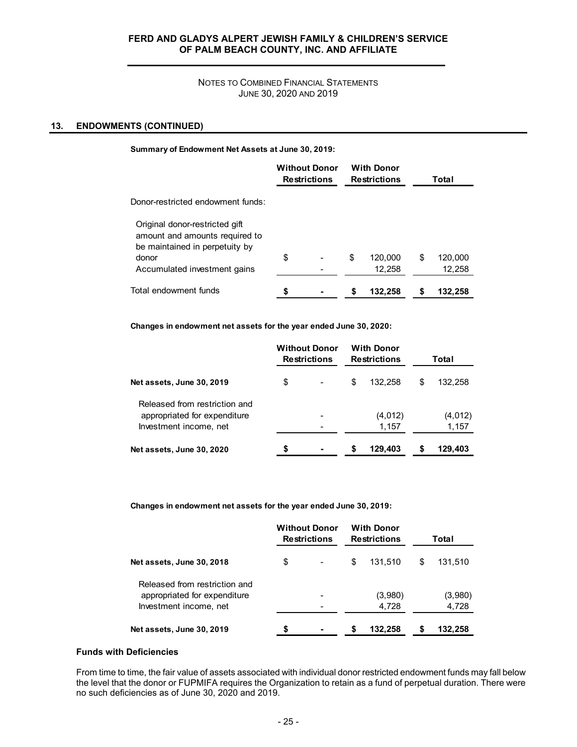## 13. ENDOWMENTS (CONTINUED)

**Summary of Endowment Net Assets at June 30, 2019:**

| | Without Donor Restrictions | With Donor Restrictions | Total |
|---|---|---|---|
| Donor-restricted endowment funds: | | | |
| Original donor-restricted gift amount and amounts required to be maintained in perpetuity by donor | $ - | $ 120,000 | $ 120,000 |
| Accumulated investment gains | - | 12,258 | 12,258 |
| Total endowment funds | **$ -** | **$ 132,258** | **$ 132,258** |

**Changes in endowment net assets for the year ended June 30, 2020:**

| | Without Donor Restrictions | With Donor Restrictions | Total |
|---|---|---|---|
| **Net assets, June 30, 2019** | $ - | $ 132,258 | $ 132,258 |
| Released from restriction and appropriated for expenditure | - | (4,012) | (4,012) |
| Investment income, net | - | 1,157 | 1,157 |
| **Net assets, June 30, 2020** | **$ -** | **$ 129,403** | **$ 129,403** |

**Changes in endowment net assets for the year ended June 30, 2019:**

| | Without Donor Restrictions | With Donor Restrictions | Total |
|---|---|---|---|
| **Net assets, June 30, 2018** | $ - | $ 131,510 | $ 131,510 |
| Released from restriction and appropriated for expenditure | - | (3,980) | (3,980) |
| Investment income, net | - | 4,728 | 4,728 |
| **Net assets, June 30, 2019** | **$ -** | **$ 132,258** | **$ 132,258** |

### Funds with Deficiencies

From time to time, the fair value of assets associated with individual donor restricted endowment funds may fall below the level that the donor or FUPMIFA requires the Organization to retain as a fund of perpetual duration. There were no such deficiencies as of June 30, 2020 and 2019.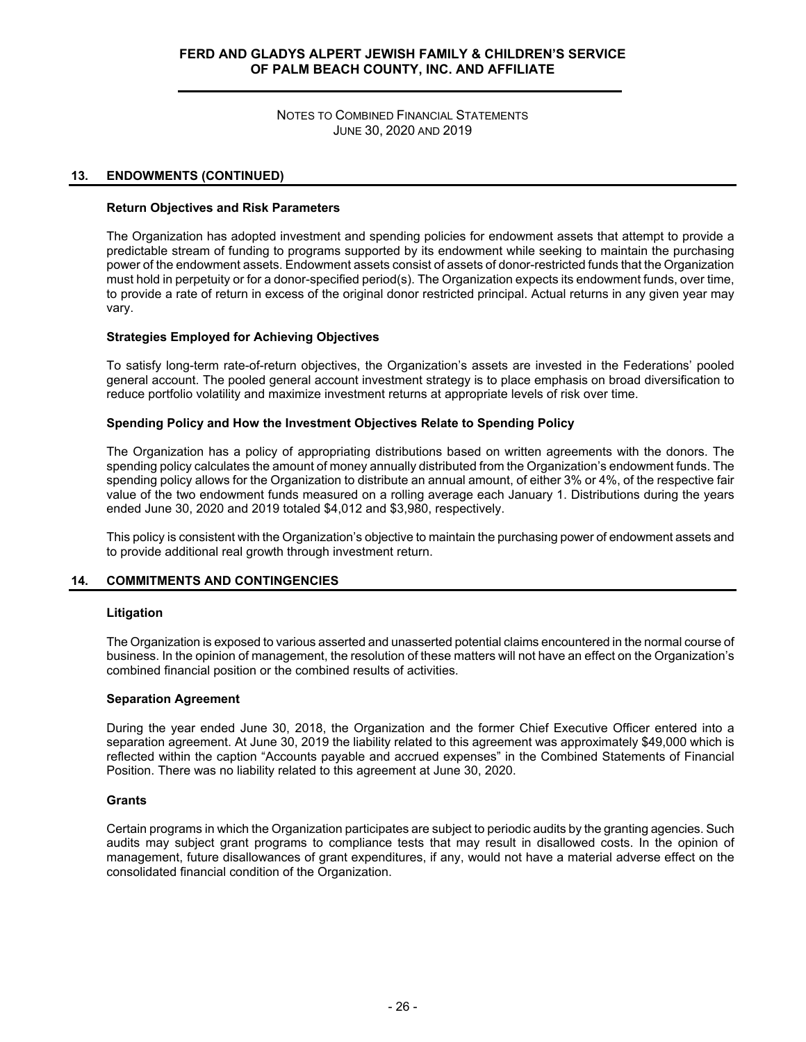## 13. ENDOWMENTS (CONTINUED)

### Return Objectives and Risk Parameters

The Organization has adopted investment and spending policies for endowment assets that attempt to provide a predictable stream of funding to programs supported by its endowment while seeking to maintain the purchasing power of the endowment assets. Endowment assets consist of assets of donor-restricted funds that the Organization must hold in perpetuity or for a donor-specified period(s). The Organization expects its endowment funds, over time, to provide a rate of return in excess of the original donor restricted principal. Actual returns in any given year may vary.

### Strategies Employed for Achieving Objectives

To satisfy long-term rate-of-return objectives, the Organization's assets are invested in the Federations' pooled general account. The pooled general account investment strategy is to place emphasis on broad diversification to reduce portfolio volatility and maximize investment returns at appropriate levels of risk over time.

### Spending Policy and How the Investment Objectives Relate to Spending Policy

The Organization has a policy of appropriating distributions based on written agreements with the donors. The spending policy calculates the amount of money annually distributed from the Organization's endowment funds. The spending policy allows for the Organization to distribute an annual amount, of either 3% or 4%, of the respective fair value of the two endowment funds measured on a rolling average each January 1. Distributions during the years ended June 30, 2020 and 2019 totaled $4,012 and $3,980, respectively.

This policy is consistent with the Organization's objective to maintain the purchasing power of endowment assets and to provide additional real growth through investment return.

## 14. COMMITMENTS AND CONTINGENCIES

### Litigation

The Organization is exposed to various asserted and unasserted potential claims encountered in the normal course of business. In the opinion of management, the resolution of these matters will not have an effect on the Organization's combined financial position or the combined results of activities.

### Separation Agreement

During the year ended June 30, 2018, the Organization and the former Chief Executive Officer entered into a separation agreement. At June 30, 2019 the liability related to this agreement was approximately $49,000 which is reflected within the caption "Accounts payable and accrued expenses" in the Combined Statements of Financial Position. There was no liability related to this agreement at June 30, 2020.

### Grants

Certain programs in which the Organization participates are subject to periodic audits by the granting agencies. Such audits may subject grant programs to compliance tests that may result in disallowed costs. In the opinion of management, future disallowances of grant expenditures, if any, would not have a material adverse effect on the consolidated financial condition of the Organization.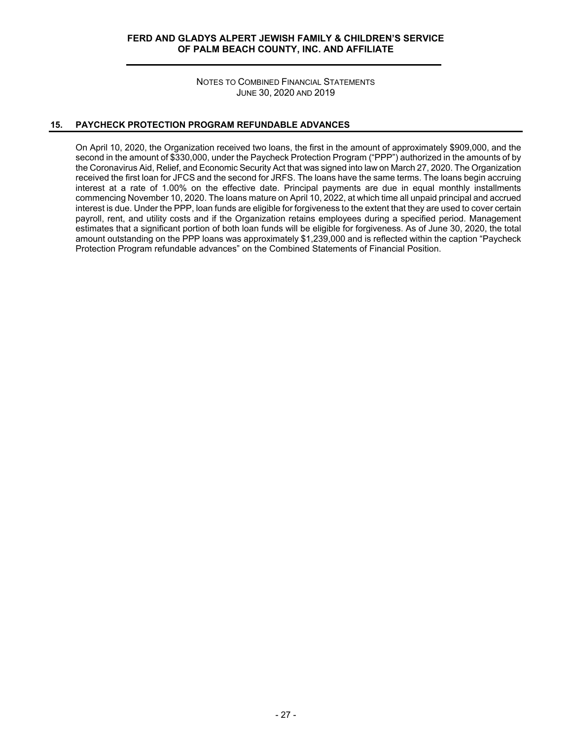## 15. PAYCHECK PROTECTION PROGRAM REFUNDABLE ADVANCES

On April 10, 2020, the Organization received two loans, the first in the amount of approximately $909,000, and the second in the amount of $330,000, under the Paycheck Protection Program ("PPP") authorized in the amounts of by the Coronavirus Aid, Relief, and Economic Security Act that was signed into law on March 27, 2020. The Organization received the first loan for JFCS and the second for JRFS. The loans have the same terms. The loans begin accruing interest at a rate of 1.00% on the effective date. Principal payments are due in equal monthly installments commencing November 10, 2020. The loans mature on April 10, 2022, at which time all unpaid principal and accrued interest is due. Under the PPP, loan funds are eligible for forgiveness to the extent that they are used to cover certain payroll, rent, and utility costs and if the Organization retains employees during a specified period. Management estimates that a significant portion of both loan funds will be eligible for forgiveness. As of June 30, 2020, the total amount outstanding on the PPP loans was approximately $1,239,000 and is reflected within the caption "Paycheck Protection Program refundable advances" on the Combined Statements of Financial Position.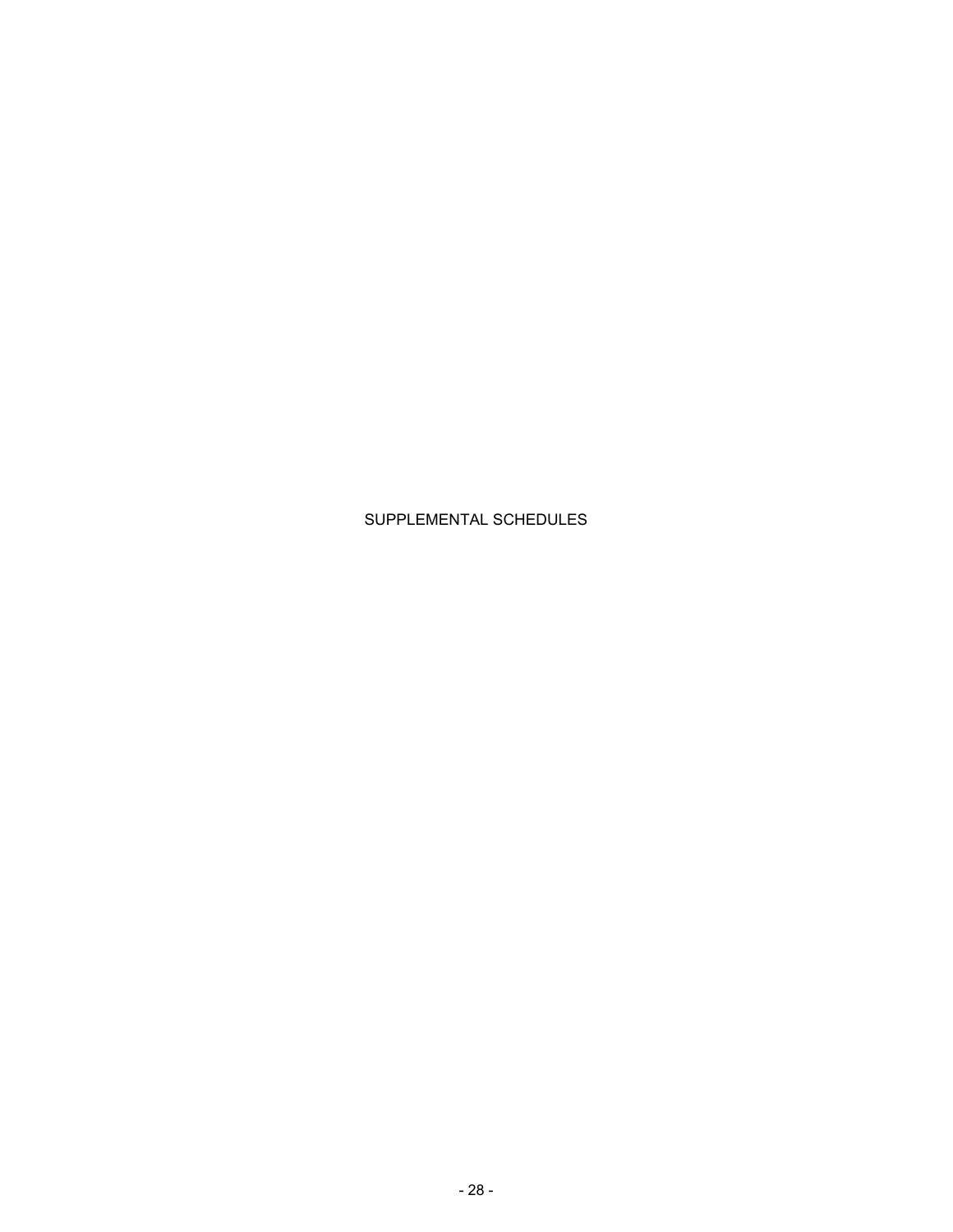# SUPPLEMENTAL SCHEDULES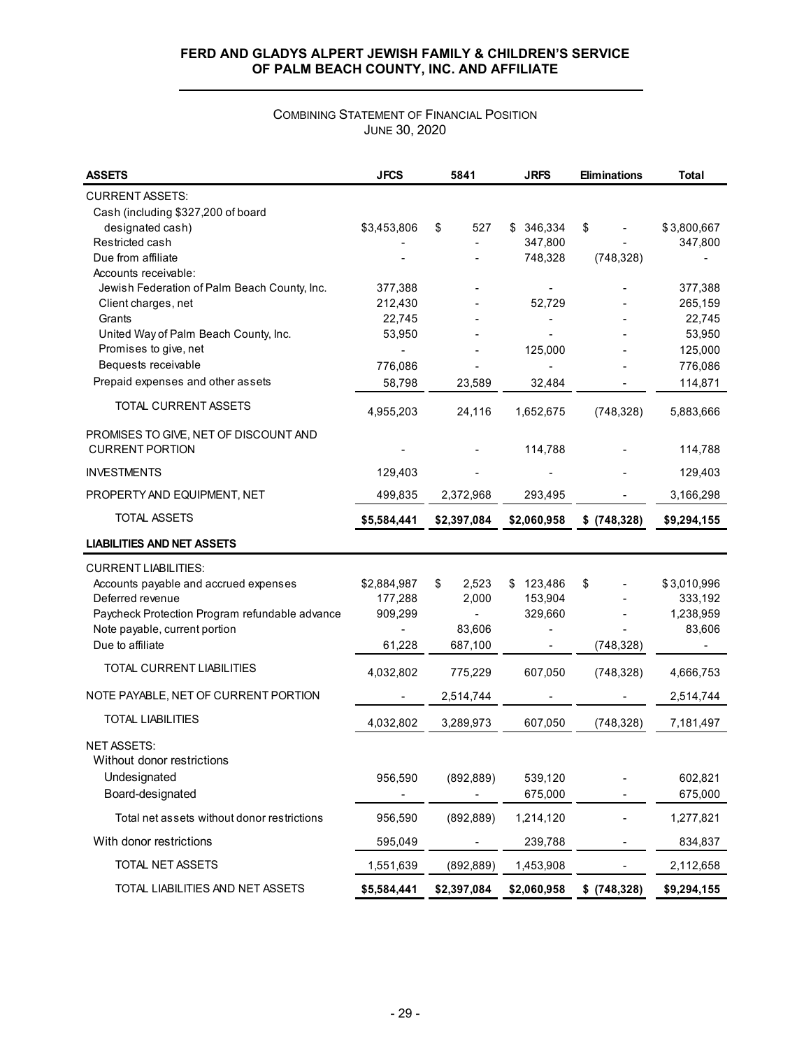**FERD AND GLADYS ALPERT JEWISH FAMILY & CHILDREN'S SERVICE OF PALM BEACH COUNTY, INC. AND AFFILIATE**

COMBINING STATEMENT OF FINANCIAL POSITION
JUNE 30, 2020

| **ASSETS** | **JFCS** | **5841** | **JRFS** | **Eliminations** | **Total** |
|---|---|---|---|---|---|
| CURRENT ASSETS: | | | | | |
| Cash (including $327,200 of board designated cash) | $3,453,806 | $ 527 | $ 346,334 | $ - | $3,800,667 |
| Restricted cash | - | - | 347,800 | - | 347,800 |
| Due from affiliate | - | - | 748,328 | (748,328) | - |
| Accounts receivable: | | | | | |
| Jewish Federation of Palm Beach County, Inc. | 377,388 | - | - | - | 377,388 |
| Client charges, net | 212,430 | - | 52,729 | - | 265,159 |
| Grants | 22,745 | - | - | - | 22,745 |
| United Way of Palm Beach County, Inc. | 53,950 | - | - | - | 53,950 |
| Promises to give, net | - | - | 125,000 | - | 125,000 |
| Bequests receivable | 776,086 | - | - | - | 776,086 |
| Prepaid expenses and other assets | 58,798 | 23,589 | 32,484 | - | 114,871 |
| TOTAL CURRENT ASSETS | 4,955,203 | 24,116 | 1,652,675 | (748,328) | 5,883,666 |
| PROMISES TO GIVE, NET OF DISCOUNT AND CURRENT PORTION | - | - | 114,788 | - | 114,788 |
| INVESTMENTS | 129,403 | - | - | - | 129,403 |
| PROPERTY AND EQUIPMENT, NET | 499,835 | 2,372,968 | 293,495 | - | 3,166,298 |
| TOTAL ASSETS | **$5,584,441** | **$2,397,084** | **$2,060,958** | **$ (748,328)** | **$9,294,155** |
| **LIABILITIES AND NET ASSETS** | | | | | |
| CURRENT LIABILITIES: | | | | | |
| Accounts payable and accrued expenses | $2,884,987 | $ 2,523 | $ 123,486 | $ - | $3,010,996 |
| Deferred revenue | 177,288 | 2,000 | 153,904 | - | 333,192 |
| Paycheck Protection Program refundable advance | 909,299 | - | 329,660 | - | 1,238,959 |
| Note payable, current portion | - | 83,606 | - | - | 83,606 |
| Due to affiliate | 61,228 | 687,100 | - | (748,328) | - |
| TOTAL CURRENT LIABILITIES | 4,032,802 | 775,229 | 607,050 | (748,328) | 4,666,753 |
| NOTE PAYABLE, NET OF CURRENT PORTION | - | 2,514,744 | - | - | 2,514,744 |
| TOTAL LIABILITIES | 4,032,802 | 3,289,973 | 607,050 | (748,328) | 7,181,497 |
| NET ASSETS: | | | | | |
| Without donor restrictions | | | | | |
| Undesignated | 956,590 | (892,889) | 539,120 | - | 602,821 |
| Board-designated | - | - | 675,000 | - | 675,000 |
| Total net assets without donor restrictions | 956,590 | (892,889) | 1,214,120 | - | 1,277,821 |
| With donor restrictions | 595,049 | - | 239,788 | - | 834,837 |
| TOTAL NET ASSETS | 1,551,639 | (892,889) | 1,453,908 | - | 2,112,658 |
| TOTAL LIABILITIES AND NET ASSETS | **$5,584,441** | **$2,397,084** | **$2,060,958** | **$ (748,328)** | **$9,294,155** |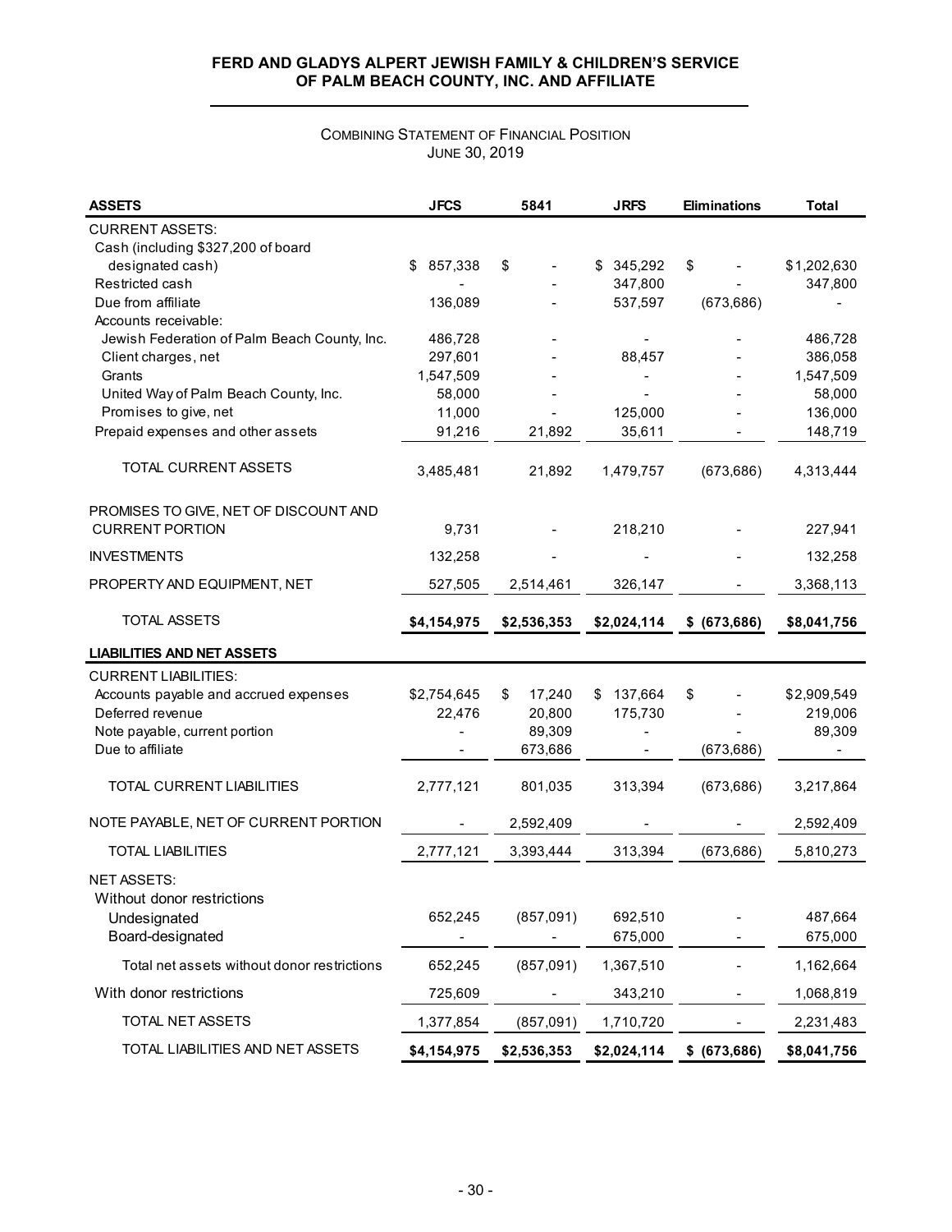**FERD AND GLADYS ALPERT JEWISH FAMILY & CHILDREN'S SERVICE OF PALM BEACH COUNTY, INC. AND AFFILIATE**

COMBINING STATEMENT OF FINANCIAL POSITION
JUNE 30, 2019

| ASSETS | JFCS | 5841 | JRFS | Eliminations | Total |
|---|---|---|---|---|---|
| CURRENT ASSETS: | | | | | |
| Cash (including $327,200 of board designated cash) | $ 857,338 | $ - | $ 345,292 | $ - | $1,202,630 |
| Restricted cash | - | - | 347,800 | - | 347,800 |
| Due from affiliate | 136,089 | - | 537,597 | (673,686) | - |
| Accounts receivable: | | | | | |
| Jewish Federation of Palm Beach County, Inc. | 486,728 | - | - | - | 486,728 |
| Client charges, net | 297,601 | - | 88,457 | - | 386,058 |
| Grants | 1,547,509 | - | - | - | 1,547,509 |
| United Way of Palm Beach County, Inc. | 58,000 | - | - | - | 58,000 |
| Promises to give, net | 11,000 | - | 125,000 | - | 136,000 |
| Prepaid expenses and other assets | 91,216 | 21,892 | 35,611 | - | 148,719 |
| TOTAL CURRENT ASSETS | 3,485,481 | 21,892 | 1,479,757 | (673,686) | 4,313,444 |
| PROMISES TO GIVE, NET OF DISCOUNT AND CURRENT PORTION | 9,731 | - | 218,210 | - | 227,941 |
| INVESTMENTS | 132,258 | - | - | - | 132,258 |
| PROPERTY AND EQUIPMENT, NET | 527,505 | 2,514,461 | 326,147 | - | 3,368,113 |
| TOTAL ASSETS | **$4,154,975** | **$2,536,353** | **$2,024,114** | **$ (673,686)** | **$8,041,756** |
| **LIABILITIES AND NET ASSETS** | | | | | |
| CURRENT LIABILITIES: | | | | | |
| Accounts payable and accrued expenses | $2,754,645 | $ 17,240 | $ 137,664 | $ - | $2,909,549 |
| Deferred revenue | 22,476 | 20,800 | 175,730 | - | 219,006 |
| Note payable, current portion | - | 89,309 | - | - | 89,309 |
| Due to affiliate | - | 673,686 | - | (673,686) | - |
| TOTAL CURRENT LIABILITIES | 2,777,121 | 801,035 | 313,394 | (673,686) | 3,217,864 |
| NOTE PAYABLE, NET OF CURRENT PORTION | - | 2,592,409 | - | - | 2,592,409 |
| TOTAL LIABILITIES | 2,777,121 | 3,393,444 | 313,394 | (673,686) | 5,810,273 |
| NET ASSETS: | | | | | |
| Without donor restrictions | | | | | |
| Undesignated | 652,245 | (857,091) | 692,510 | - | 487,664 |
| Board-designated | - | - | 675,000 | - | 675,000 |
| Total net assets without donor restrictions | 652,245 | (857,091) | 1,367,510 | - | 1,162,664 |
| With donor restrictions | 725,609 | - | 343,210 | - | 1,068,819 |
| TOTAL NET ASSETS | 1,377,854 | (857,091) | 1,710,720 | - | 2,231,483 |
| TOTAL LIABILITIES AND NET ASSETS | **$4,154,975** | **$2,536,353** | **$2,024,114** | **$ (673,686)** | **$8,041,756** |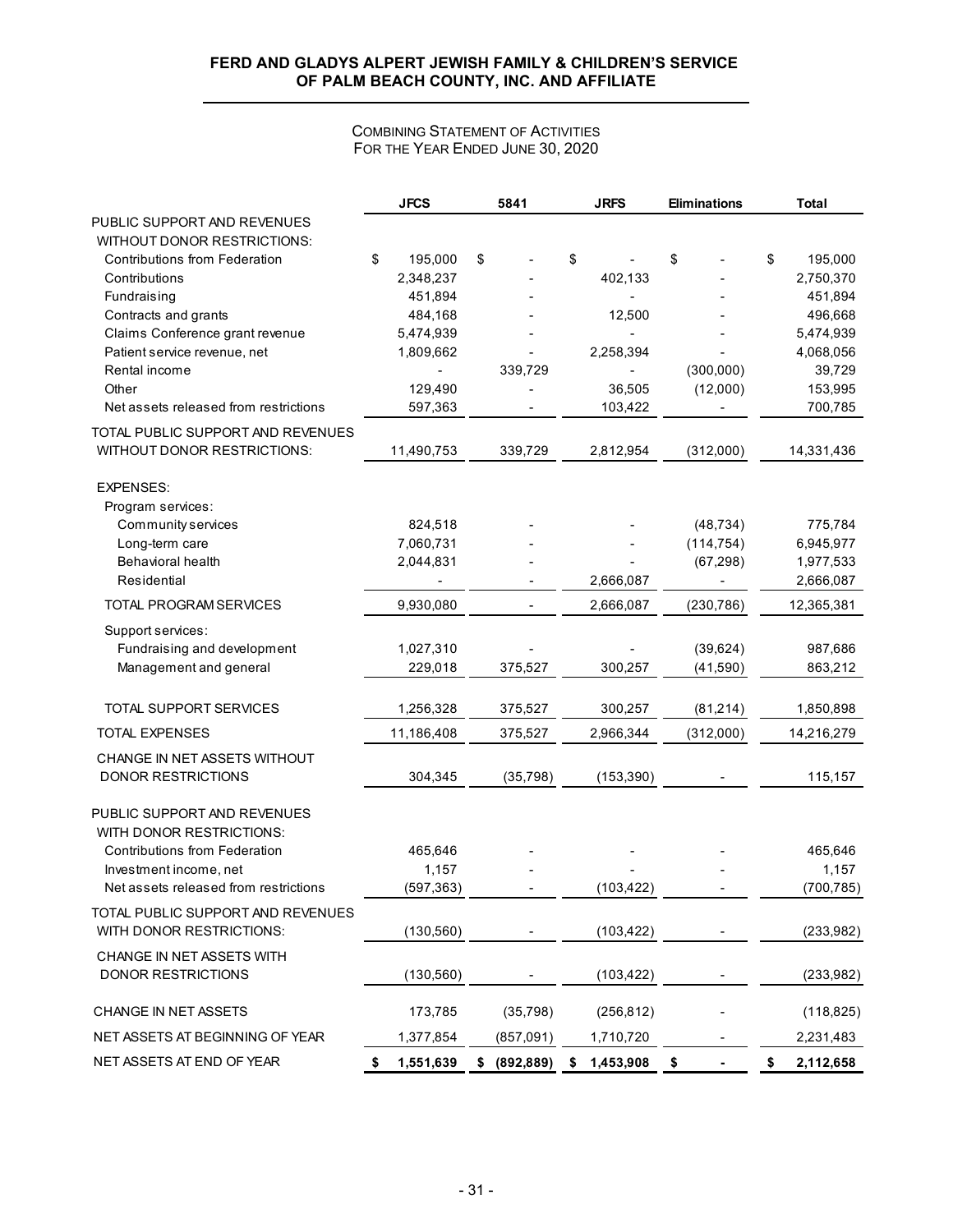**FERD AND GLADYS ALPERT JEWISH FAMILY & CHILDREN'S SERVICE OF PALM BEACH COUNTY, INC. AND AFFILIATE**

COMBINING STATEMENT OF ACTIVITIES
FOR THE YEAR ENDED JUNE 30, 2020

| | JFCS | 5841 | JRFS | Eliminations | Total |
|---|---|---|---|---|---|
| PUBLIC SUPPORT AND REVENUES WITHOUT DONOR RESTRICTIONS: | | | | | |
| Contributions from Federation | $ 195,000 | $ - | $ - | $ - | $ 195,000 |
| Contributions | 2,348,237 | - | 402,133 | - | 2,750,370 |
| Fundraising | 451,894 | - | - | - | 451,894 |
| Contracts and grants | 484,168 | - | 12,500 | - | 496,668 |
| Claims Conference grant revenue | 5,474,939 | - | - | - | 5,474,939 |
| Patient service revenue, net | 1,809,662 | - | 2,258,394 | - | 4,068,056 |
| Rental income | - | 339,729 | - | (300,000) | 39,729 |
| Other | 129,490 | - | 36,505 | (12,000) | 153,995 |
| Net assets released from restrictions | 597,363 | - | 103,422 | - | 700,785 |
| TOTAL PUBLIC SUPPORT AND REVENUES WITHOUT DONOR RESTRICTIONS: | 11,490,753 | 339,729 | 2,812,954 | (312,000) | 14,331,436 |
| EXPENSES: | | | | | |
| Program services: | | | | | |
| Community services | 824,518 | - | - | (48,734) | 775,784 |
| Long-term care | 7,060,731 | - | - | (114,754) | 6,945,977 |
| Behavioral health | 2,044,831 | - | - | (67,298) | 1,977,533 |
| Residential | - | - | 2,666,087 | - | 2,666,087 |
| TOTAL PROGRAM SERVICES | 9,930,080 | - | 2,666,087 | (230,786) | 12,365,381 |
| Support services: | | | | | |
| Fundraising and development | 1,027,310 | - | - | (39,624) | 987,686 |
| Management and general | 229,018 | 375,527 | 300,257 | (41,590) | 863,212 |
| TOTAL SUPPORT SERVICES | 1,256,328 | 375,527 | 300,257 | (81,214) | 1,850,898 |
| TOTAL EXPENSES | 11,186,408 | 375,527 | 2,966,344 | (312,000) | 14,216,279 |
| CHANGE IN NET ASSETS WITHOUT DONOR RESTRICTIONS | 304,345 | (35,798) | (153,390) | - | 115,157 |
| PUBLIC SUPPORT AND REVENUES WITH DONOR RESTRICTIONS: | | | | | |
| Contributions from Federation | 465,646 | - | - | - | 465,646 |
| Investment income, net | 1,157 | - | - | - | 1,157 |
| Net assets released from restrictions | (597,363) | - | (103,422) | - | (700,785) |
| TOTAL PUBLIC SUPPORT AND REVENUES WITH DONOR RESTRICTIONS: | (130,560) | - | (103,422) | - | (233,982) |
| CHANGE IN NET ASSETS WITH DONOR RESTRICTIONS | (130,560) | - | (103,422) | - | (233,982) |
| CHANGE IN NET ASSETS | 173,785 | (35,798) | (256,812) | - | (118,825) |
| NET ASSETS AT BEGINNING OF YEAR | 1,377,854 | (857,091) | 1,710,720 | - | 2,231,483 |
| NET ASSETS AT END OF YEAR | $ 1,551,639 | $ (892,889) | $ 1,453,908 | $ - | $ 2,112,658 |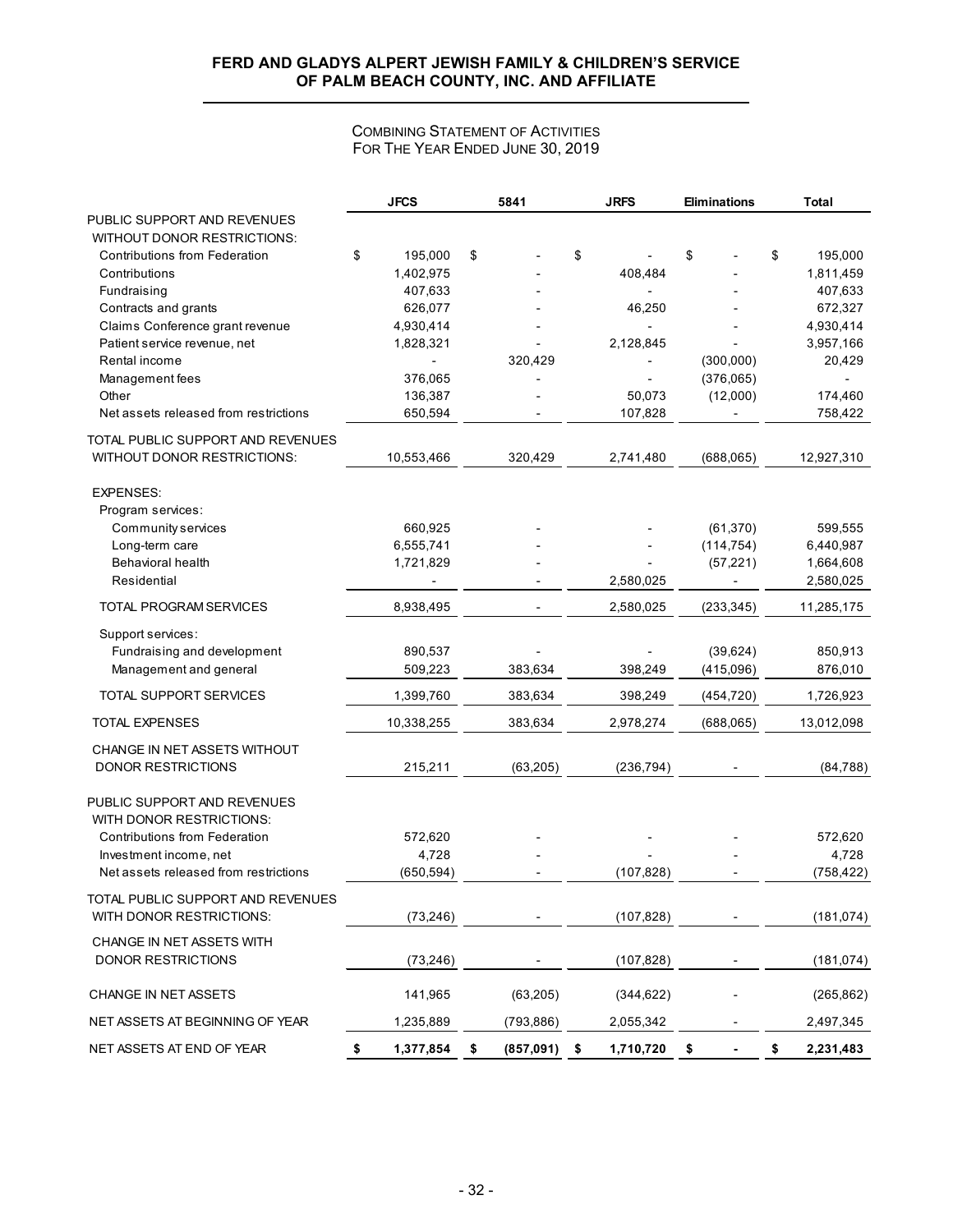**FERD AND GLADYS ALPERT JEWISH FAMILY & CHILDREN'S SERVICE OF PALM BEACH COUNTY, INC. AND AFFILIATE**

COMBINING STATEMENT OF ACTIVITIES
FOR THE YEAR ENDED JUNE 30, 2019

| | JFCS | 5841 | JRFS | Eliminations | Total |
|---|---|---|---|---|---|
| PUBLIC SUPPORT AND REVENUES WITHOUT DONOR RESTRICTIONS: | | | | | |
| Contributions from Federation | $ 195,000 | $ - | $ - | $ - | $ 195,000 |
| Contributions | 1,402,975 | - | 408,484 | - | 1,811,459 |
| Fundraising | 407,633 | - | - | - | 407,633 |
| Contracts and grants | 626,077 | - | 46,250 | - | 672,327 |
| Claims Conference grant revenue | 4,930,414 | - | - | - | 4,930,414 |
| Patient service revenue, net | 1,828,321 | - | 2,128,845 | - | 3,957,166 |
| Rental income | - | 320,429 | - | (300,000) | 20,429 |
| Management fees | 376,065 | - | - | (376,065) | - |
| Other | 136,387 | - | 50,073 | (12,000) | 174,460 |
| Net assets released from restrictions | 650,594 | - | 107,828 | - | 758,422 |
| TOTAL PUBLIC SUPPORT AND REVENUES WITHOUT DONOR RESTRICTIONS: | 10,553,466 | 320,429 | 2,741,480 | (688,065) | 12,927,310 |
| EXPENSES: | | | | | |
| Program services: | | | | | |
| Community services | 660,925 | - | - | (61,370) | 599,555 |
| Long-term care | 6,555,741 | - | - | (114,754) | 6,440,987 |
| Behavioral health | 1,721,829 | - | - | (57,221) | 1,664,608 |
| Residential | - | - | 2,580,025 | - | 2,580,025 |
| TOTAL PROGRAM SERVICES | 8,938,495 | - | 2,580,025 | (233,345) | 11,285,175 |
| Support services: | | | | | |
| Fundraising and development | 890,537 | - | - | (39,624) | 850,913 |
| Management and general | 509,223 | 383,634 | 398,249 | (415,096) | 876,010 |
| TOTAL SUPPORT SERVICES | 1,399,760 | 383,634 | 398,249 | (454,720) | 1,726,923 |
| TOTAL EXPENSES | 10,338,255 | 383,634 | 2,978,274 | (688,065) | 13,012,098 |
| CHANGE IN NET ASSETS WITHOUT DONOR RESTRICTIONS | 215,211 | (63,205) | (236,794) | - | (84,788) |
| PUBLIC SUPPORT AND REVENUES WITH DONOR RESTRICTIONS: | | | | | |
| Contributions from Federation | 572,620 | - | - | - | 572,620 |
| Investment income, net | 4,728 | - | - | - | 4,728 |
| Net assets released from restrictions | (650,594) | - | (107,828) | - | (758,422) |
| TOTAL PUBLIC SUPPORT AND REVENUES WITH DONOR RESTRICTIONS: | (73,246) | - | (107,828) | - | (181,074) |
| CHANGE IN NET ASSETS WITH DONOR RESTRICTIONS | (73,246) | - | (107,828) | - | (181,074) |
| CHANGE IN NET ASSETS | 141,965 | (63,205) | (344,622) | - | (265,862) |
| NET ASSETS AT BEGINNING OF YEAR | 1,235,889 | (793,886) | 2,055,342 | - | 2,497,345 |
| NET ASSETS AT END OF YEAR | $ 1,377,854 | $ (857,091) | $ 1,710,720 | $ - | $ 2,231,483 |